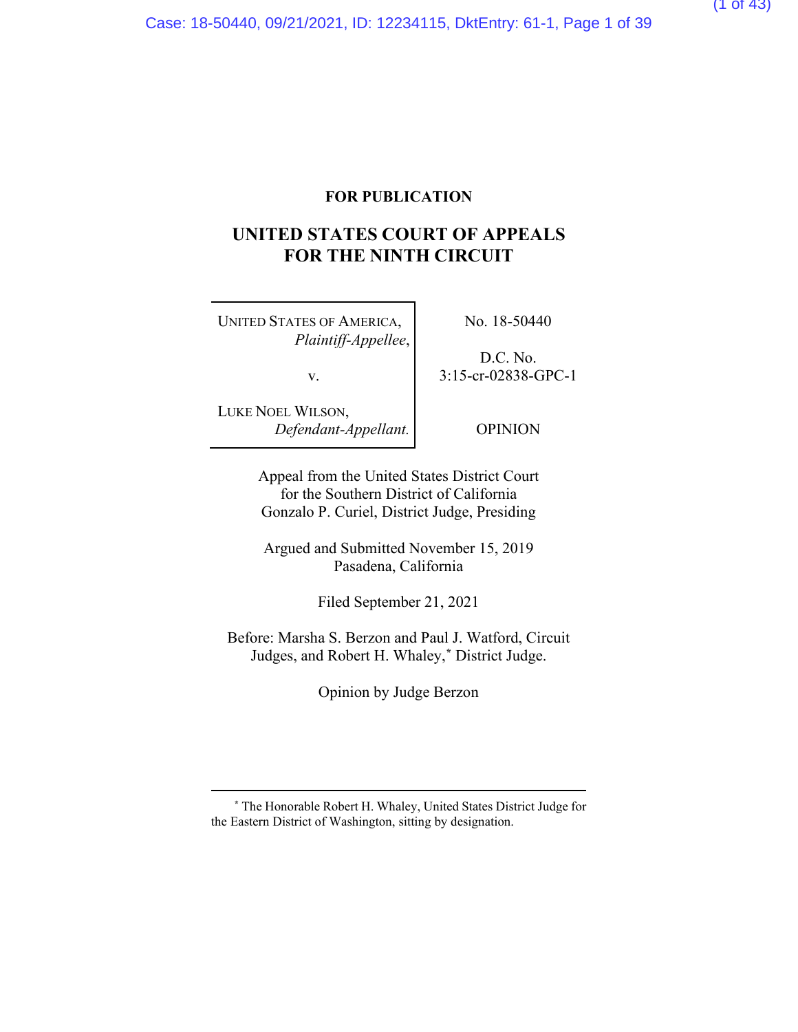**FOR PUBLICATION**

# UNITED STATES COURT OF APPEALS FOR THE NINTH CIRCUIT

| | |
|---|---|
| UNITED STATES OF AMERICA, *Plaintiff-Appellee*, v. LUKE NOEL WILSON, *Defendant-Appellant.* | No. 18-50440 D.C. No. 3:15-cr-02838-GPC-1 OPINION |

Appeal from the United States District Court
for the Southern District of California
Gonzalo P. Curiel, District Judge, Presiding

Argued and Submitted November 15, 2019
Pasadena, California

Filed September 21, 2021

Before: Marsha S. Berzon and Paul J. Watford, Circuit Judges, and Robert H. Whaley,* District Judge.

Opinion by Judge Berzon

---

* The Honorable Robert H. Whaley, United States District Judge for the Eastern District of Washington, sitting by designation.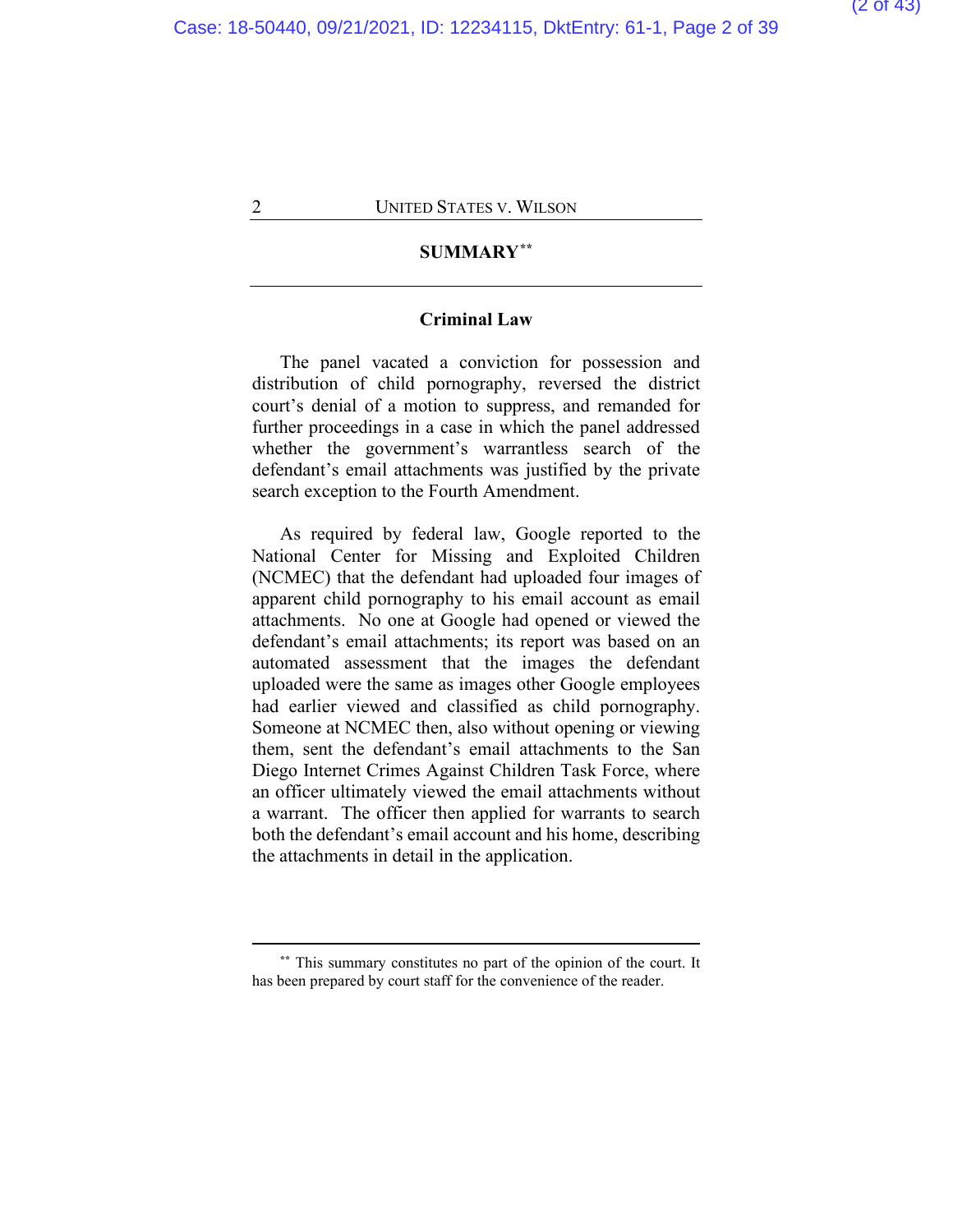## SUMMARY[**]

### Criminal Law

The panel vacated a conviction for possession and distribution of child pornography, reversed the district court's denial of a motion to suppress, and remanded for further proceedings in a case in which the panel addressed whether the government's warrantless search of the defendant's email attachments was justified by the private search exception to the Fourth Amendment.

As required by federal law, Google reported to the National Center for Missing and Exploited Children (NCMEC) that the defendant had uploaded four images of apparent child pornography to his email account as email attachments. No one at Google had opened or viewed the defendant's email attachments; its report was based on an automated assessment that the images the defendant uploaded were the same as images other Google employees had earlier viewed and classified as child pornography. Someone at NCMEC then, also without opening or viewing them, sent the defendant's email attachments to the San Diego Internet Crimes Against Children Task Force, where an officer ultimately viewed the email attachments without a warrant. The officer then applied for warrants to search both the defendant's email account and his home, describing the attachments in detail in the application.

---

[**] This summary constitutes no part of the opinion of the court. It has been prepared by court staff for the convenience of the reader.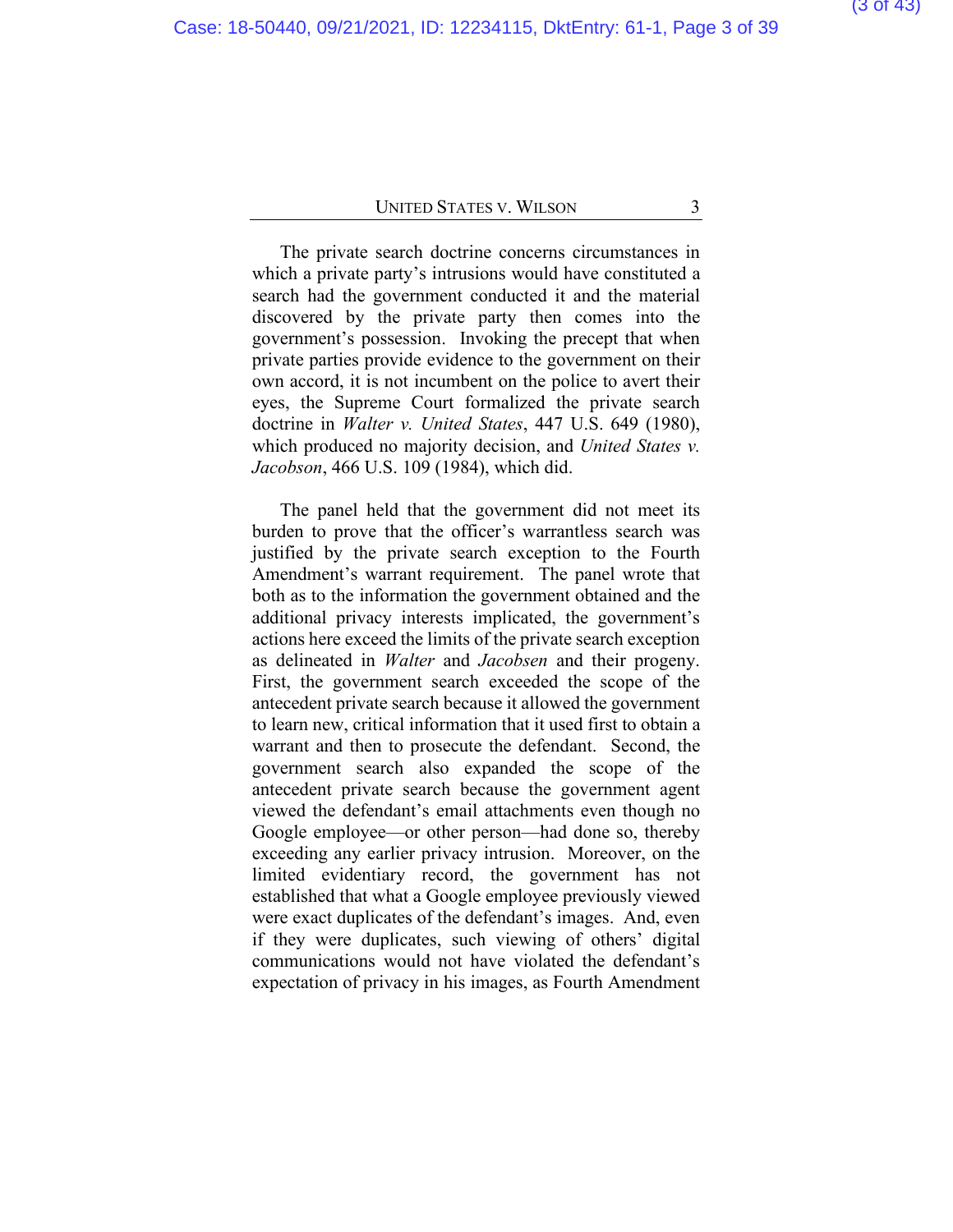The private search doctrine concerns circumstances in which a private party's intrusions would have constituted a search had the government conducted it and the material discovered by the private party then comes into the government's possession. Invoking the precept that when private parties provide evidence to the government on their own accord, it is not incumbent on the police to avert their eyes, the Supreme Court formalized the private search doctrine in *Walter v. United States*, 447 U.S. 649 (1980), which produced no majority decision, and *United States v. Jacobson*, 466 U.S. 109 (1984), which did.

The panel held that the government did not meet its burden to prove that the officer's warrantless search was justified by the private search exception to the Fourth Amendment's warrant requirement. The panel wrote that both as to the information the government obtained and the additional privacy interests implicated, the government's actions here exceed the limits of the private search exception as delineated in *Walter* and *Jacobsen* and their progeny. First, the government search exceeded the scope of the antecedent private search because it allowed the government to learn new, critical information that it used first to obtain a warrant and then to prosecute the defendant. Second, the government search also expanded the scope of the antecedent private search because the government agent viewed the defendant's email attachments even though no Google employee—or other person—had done so, thereby exceeding any earlier privacy intrusion. Moreover, on the limited evidentiary record, the government has not established that what a Google employee previously viewed were exact duplicates of the defendant's images. And, even if they were duplicates, such viewing of others' digital communications would not have violated the defendant's expectation of privacy in his images, as Fourth Amendment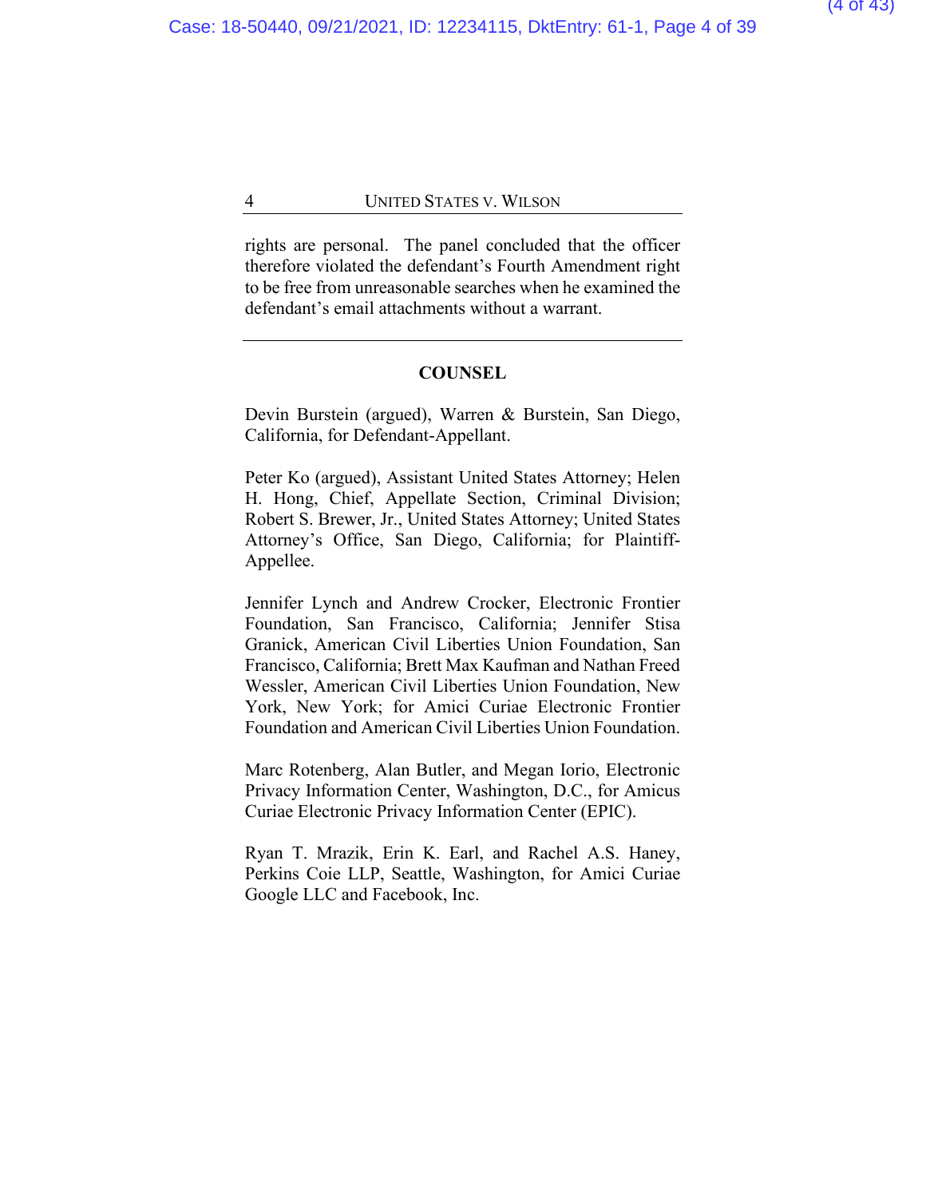rights are personal. The panel concluded that the officer therefore violated the defendant's Fourth Amendment right to be free from unreasonable searches when he examined the defendant's email attachments without a warrant.

---

## COUNSEL

Devin Burstein (argued), Warren & Burstein, San Diego, California, for Defendant-Appellant.

Peter Ko (argued), Assistant United States Attorney; Helen H. Hong, Chief, Appellate Section, Criminal Division; Robert S. Brewer, Jr., United States Attorney; United States Attorney's Office, San Diego, California; for Plaintiff-Appellee.

Jennifer Lynch and Andrew Crocker, Electronic Frontier Foundation, San Francisco, California; Jennifer Stisa Granick, American Civil Liberties Union Foundation, San Francisco, California; Brett Max Kaufman and Nathan Freed Wessler, American Civil Liberties Union Foundation, New York, New York; for Amici Curiae Electronic Frontier Foundation and American Civil Liberties Union Foundation.

Marc Rotenberg, Alan Butler, and Megan Iorio, Electronic Privacy Information Center, Washington, D.C., for Amicus Curiae Electronic Privacy Information Center (EPIC).

Ryan T. Mrazik, Erin K. Earl, and Rachel A.S. Haney, Perkins Coie LLP, Seattle, Washington, for Amici Curiae Google LLC and Facebook, Inc.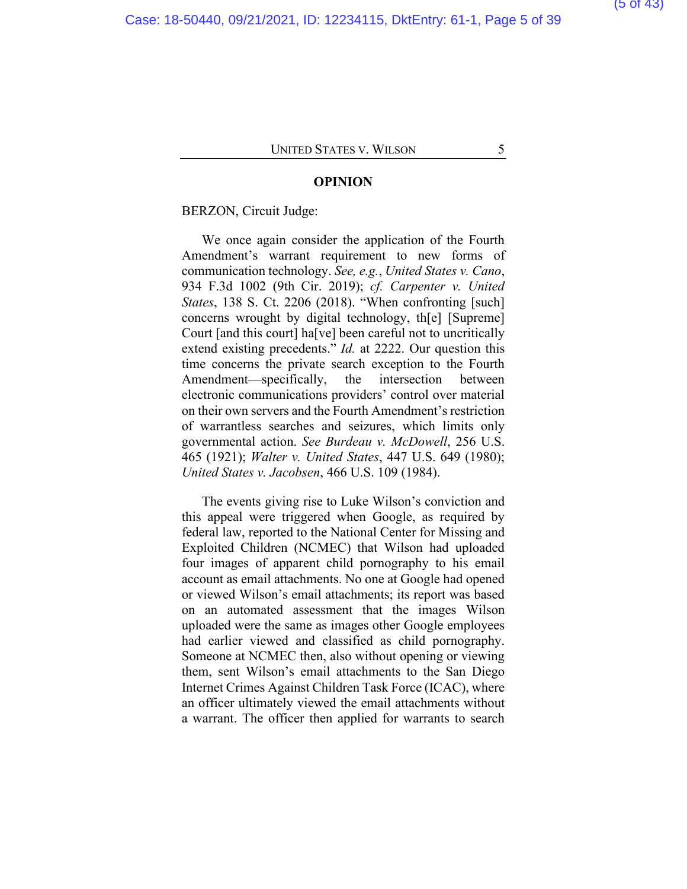## OPINION

BERZON, Circuit Judge:

We once again consider the application of the Fourth Amendment's warrant requirement to new forms of communication technology. *See, e.g.*, *United States v. Cano*, 934 F.3d 1002 (9th Cir. 2019); *cf. Carpenter v. United States*, 138 S. Ct. 2206 (2018). "When confronting [such] concerns wrought by digital technology, th[e] [Supreme] Court [and this court] ha[ve] been careful not to uncritically extend existing precedents." *Id.* at 2222. Our question this time concerns the private search exception to the Fourth Amendment—specifically, the intersection between electronic communications providers' control over material on their own servers and the Fourth Amendment's restriction of warrantless searches and seizures, which limits only governmental action. *See Burdeau v. McDowell*, 256 U.S. 465 (1921); *Walter v. United States*, 447 U.S. 649 (1980); *United States v. Jacobsen*, 466 U.S. 109 (1984).

The events giving rise to Luke Wilson's conviction and this appeal were triggered when Google, as required by federal law, reported to the National Center for Missing and Exploited Children (NCMEC) that Wilson had uploaded four images of apparent child pornography to his email account as email attachments. No one at Google had opened or viewed Wilson's email attachments; its report was based on an automated assessment that the images Wilson uploaded were the same as images other Google employees had earlier viewed and classified as child pornography. Someone at NCMEC then, also without opening or viewing them, sent Wilson's email attachments to the San Diego Internet Crimes Against Children Task Force (ICAC), where an officer ultimately viewed the email attachments without a warrant. The officer then applied for warrants to search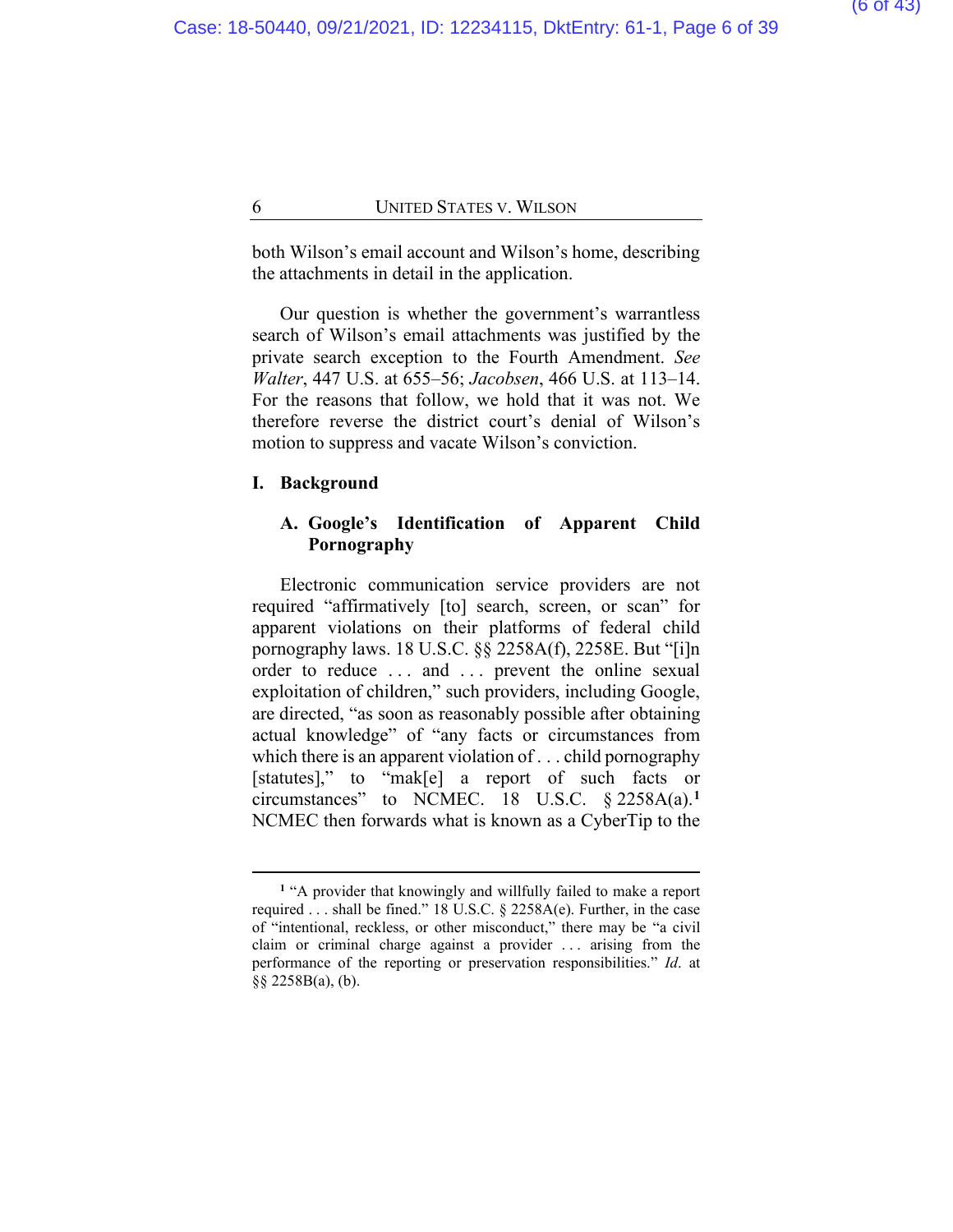both Wilson's email account and Wilson's home, describing the attachments in detail in the application.

Our question is whether the government's warrantless search of Wilson's email attachments was justified by the private search exception to the Fourth Amendment. *See Walter*, 447 U.S. at 655–56; *Jacobsen*, 466 U.S. at 113–14. For the reasons that follow, we hold that it was not. We therefore reverse the district court's denial of Wilson's motion to suppress and vacate Wilson's conviction.

## I. Background

### A. Google's Identification of Apparent Child Pornography

Electronic communication service providers are not required "affirmatively [to] search, screen, or scan" for apparent violations on their platforms of federal child pornography laws. 18 U.S.C. §§ 2258A(f), 2258E. But "[i]n order to reduce . . . and . . . prevent the online sexual exploitation of children," such providers, including Google, are directed, "as soon as reasonably possible after obtaining actual knowledge" of "any facts or circumstances from which there is an apparent violation of . . . child pornography [statutes]," to "mak[e] a report of such facts or circumstances" to NCMEC. 18 U.S.C. § 2258A(a).[1] NCMEC then forwards what is known as a CyberTip to the

[1] "A provider that knowingly and willfully failed to make a report required . . . shall be fined." 18 U.S.C. § 2258A(e). Further, in the case of "intentional, reckless, or other misconduct," there may be "a civil claim or criminal charge against a provider . . . arising from the performance of the reporting or preservation responsibilities." *Id.* at §§ 2258B(a), (b).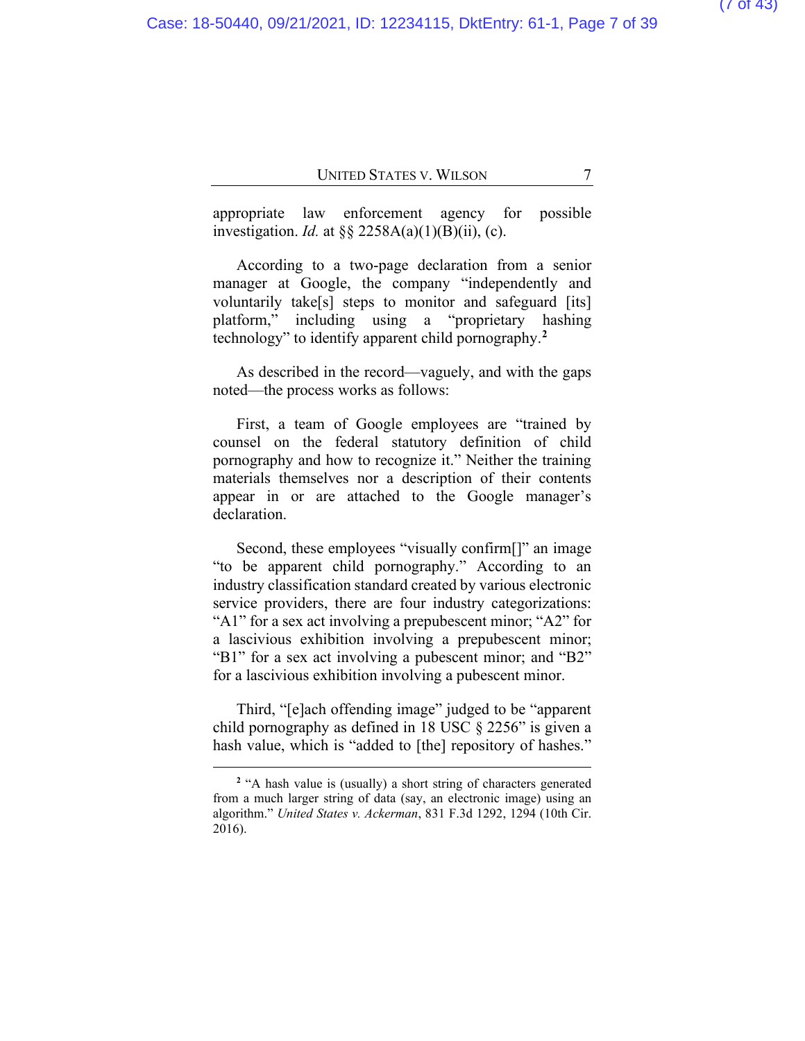appropriate law enforcement agency for possible investigation. *Id.* at §§ 2258A(a)(1)(B)(ii), (c).

According to a two-page declaration from a senior manager at Google, the company "independently and voluntarily take[s] steps to monitor and safeguard [its] platform," including using a "proprietary hashing technology" to identify apparent child pornography.[2]

As described in the record—vaguely, and with the gaps noted—the process works as follows:

First, a team of Google employees are "trained by counsel on the federal statutory definition of child pornography and how to recognize it." Neither the training materials themselves nor a description of their contents appear in or are attached to the Google manager's declaration.

Second, these employees "visually confirm[]" an image "to be apparent child pornography." According to an industry classification standard created by various electronic service providers, there are four industry categorizations: "A1" for a sex act involving a prepubescent minor; "A2" for a lascivious exhibition involving a prepubescent minor; "B1" for a sex act involving a pubescent minor; and "B2" for a lascivious exhibition involving a pubescent minor.

Third, "[e]ach offending image" judged to be "apparent child pornography as defined in 18 USC § 2256" is given a hash value, which is "added to [the] repository of hashes."

---

[2] "A hash value is (usually) a short string of characters generated from a much larger string of data (say, an electronic image) using an algorithm." *United States v. Ackerman*, 831 F.3d 1292, 1294 (10th Cir. 2016).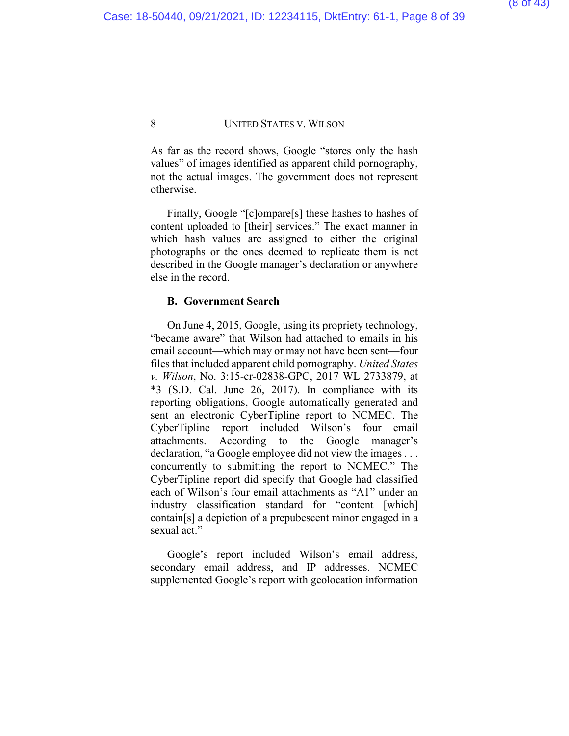As far as the record shows, Google "stores only the hash values" of images identified as apparent child pornography, not the actual images. The government does not represent otherwise.

Finally, Google "[c]ompare[s] these hashes to hashes of content uploaded to [their] services." The exact manner in which hash values are assigned to either the original photographs or the ones deemed to replicate them is not described in the Google manager's declaration or anywhere else in the record.

### B. Government Search

On June 4, 2015, Google, using its propriety technology, "became aware" that Wilson had attached to emails in his email account—which may or may not have been sent—four files that included apparent child pornography. *United States v. Wilson*, No. 3:15-cr-02838-GPC, 2017 WL 2733879, at *3 (S.D. Cal. June 26, 2017). In compliance with its reporting obligations, Google automatically generated and sent an electronic CyberTipline report to NCMEC. The CyberTipline report included Wilson's four email attachments. According to the Google manager's declaration, "a Google employee did not view the images . . . concurrently to submitting the report to NCMEC." The CyberTipline report did specify that Google had classified each of Wilson's four email attachments as "A1" under an industry classification standard for "content [which] contain[s] a depiction of a prepubescent minor engaged in a sexual act."

Google's report included Wilson's email address, secondary email address, and IP addresses. NCMEC supplemented Google's report with geolocation information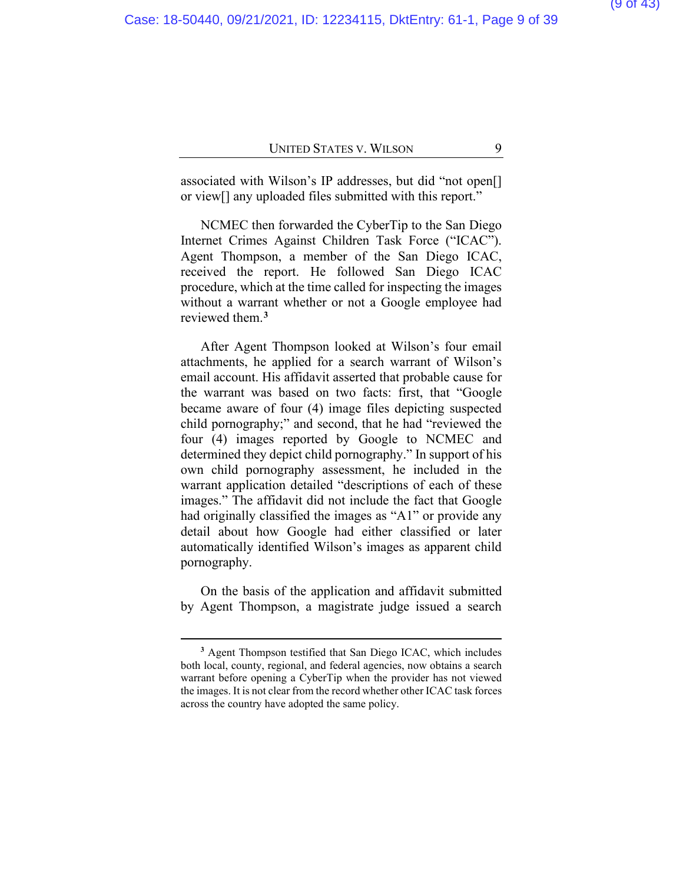associated with Wilson's IP addresses, but did "not open[] or view[] any uploaded files submitted with this report."

NCMEC then forwarded the CyberTip to the San Diego Internet Crimes Against Children Task Force ("ICAC"). Agent Thompson, a member of the San Diego ICAC, received the report. He followed San Diego ICAC procedure, which at the time called for inspecting the images without a warrant whether or not a Google employee had reviewed them.[3]

After Agent Thompson looked at Wilson's four email attachments, he applied for a search warrant of Wilson's email account. His affidavit asserted that probable cause for the warrant was based on two facts: first, that "Google became aware of four (4) image files depicting suspected child pornography;" and second, that he had "reviewed the four (4) images reported by Google to NCMEC and determined they depict child pornography." In support of his own child pornography assessment, he included in the warrant application detailed "descriptions of each of these images." The affidavit did not include the fact that Google had originally classified the images as "A1" or provide any detail about how Google had either classified or later automatically identified Wilson's images as apparent child pornography.

On the basis of the application and affidavit submitted by Agent Thompson, a magistrate judge issued a search

---

[3] Agent Thompson testified that San Diego ICAC, which includes both local, county, regional, and federal agencies, now obtains a search warrant before opening a CyberTip when the provider has not viewed the images. It is not clear from the record whether other ICAC task forces across the country have adopted the same policy.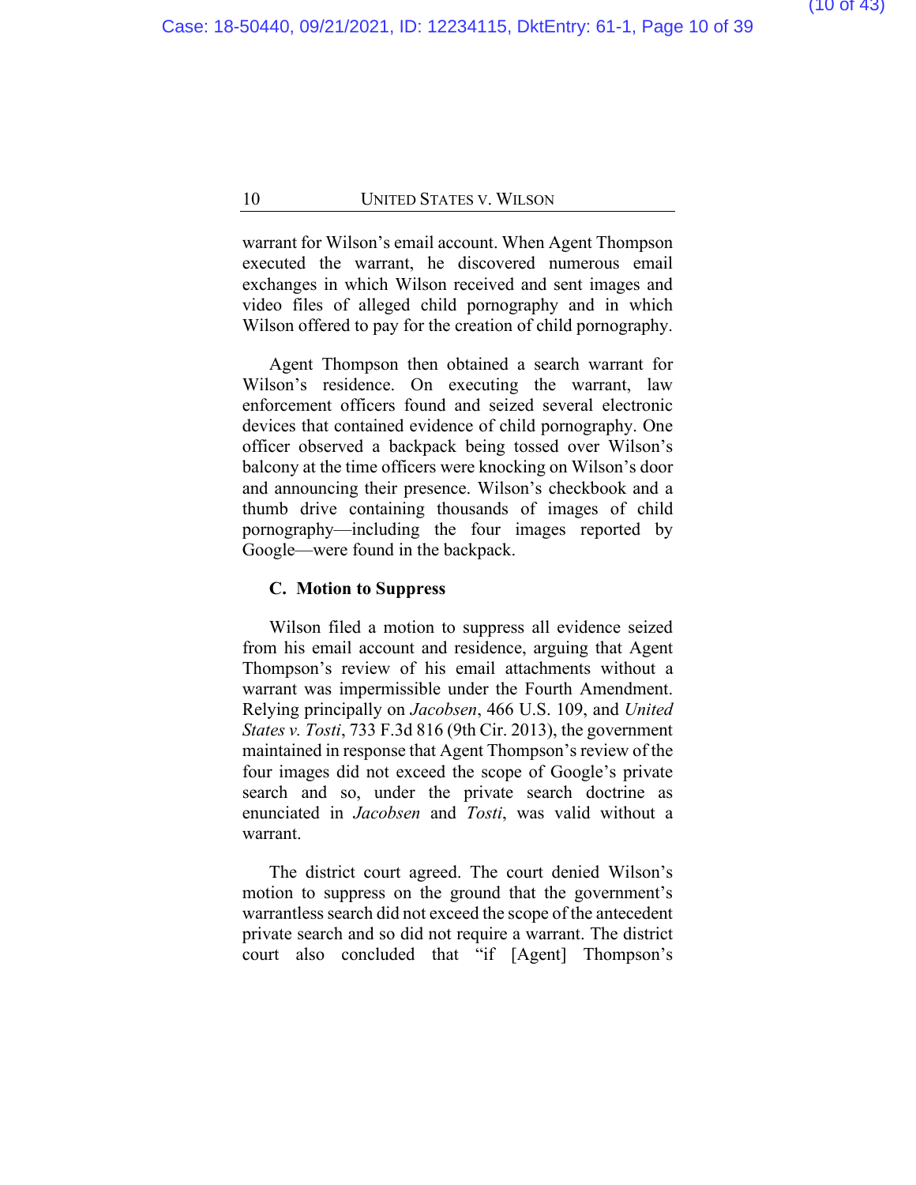warrant for Wilson's email account. When Agent Thompson executed the warrant, he discovered numerous email exchanges in which Wilson received and sent images and video files of alleged child pornography and in which Wilson offered to pay for the creation of child pornography.

Agent Thompson then obtained a search warrant for Wilson's residence. On executing the warrant, law enforcement officers found and seized several electronic devices that contained evidence of child pornography. One officer observed a backpack being tossed over Wilson's balcony at the time officers were knocking on Wilson's door and announcing their presence. Wilson's checkbook and a thumb drive containing thousands of images of child pornography—including the four images reported by Google—were found in the backpack.

### C. Motion to Suppress

Wilson filed a motion to suppress all evidence seized from his email account and residence, arguing that Agent Thompson's review of his email attachments without a warrant was impermissible under the Fourth Amendment. Relying principally on *Jacobsen*, 466 U.S. 109, and *United States v. Tosti*, 733 F.3d 816 (9th Cir. 2013), the government maintained in response that Agent Thompson's review of the four images did not exceed the scope of Google's private search and so, under the private search doctrine as enunciated in *Jacobsen* and *Tosti*, was valid without a warrant.

The district court agreed. The court denied Wilson's motion to suppress on the ground that the government's warrantless search did not exceed the scope of the antecedent private search and so did not require a warrant. The district court also concluded that "if [Agent] Thompson's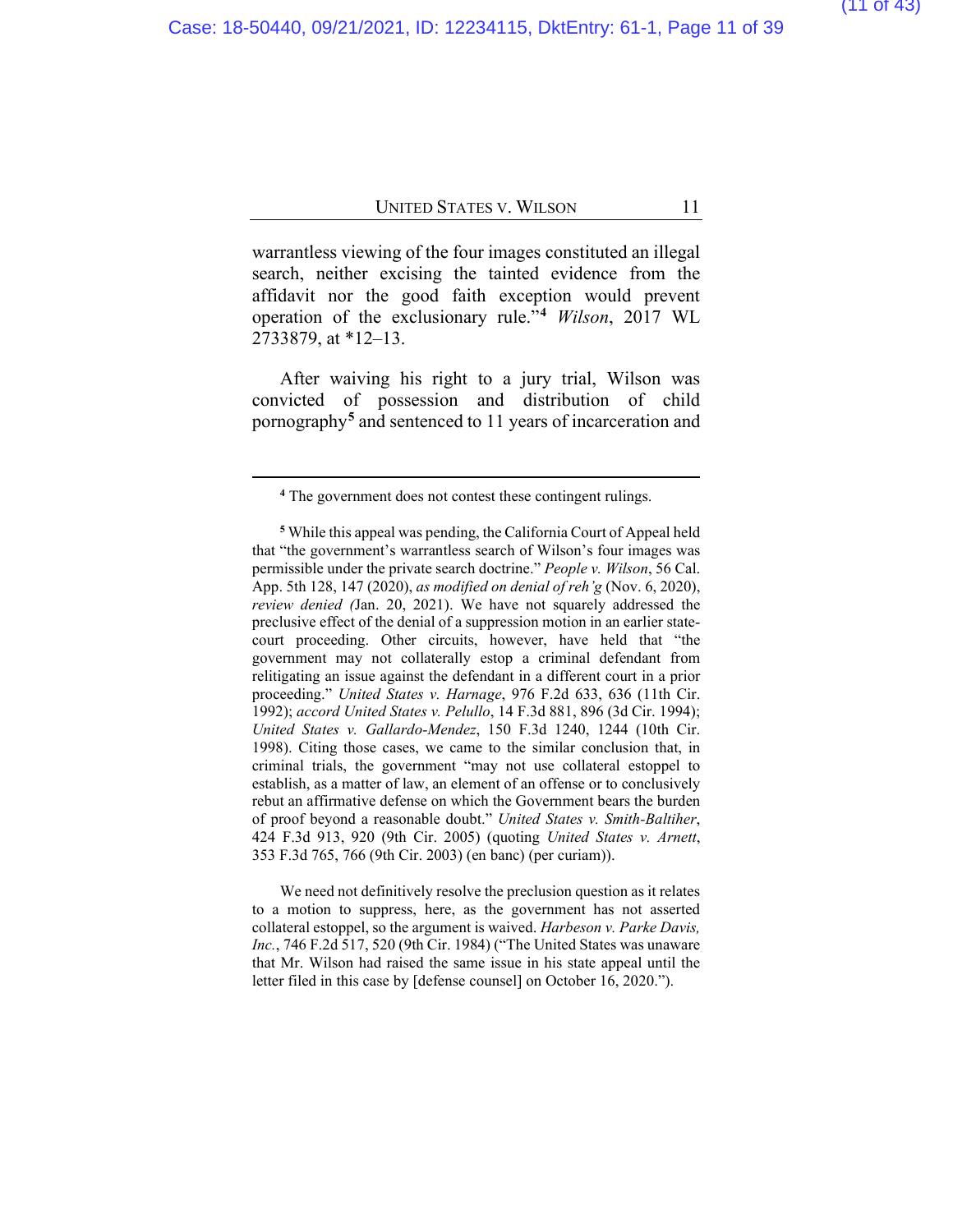warrantless viewing of the four images constituted an illegal search, neither excising the tainted evidence from the affidavit nor the good faith exception would prevent operation of the exclusionary rule."[4] *Wilson*, 2017 WL 2733879, at *12–13.

After waiving his right to a jury trial, Wilson was convicted of possession and distribution of child pornography[5] and sentenced to 11 years of incarceration and

---

[4] The government does not contest these contingent rulings.

[5] While this appeal was pending, the California Court of Appeal held that "the government's warrantless search of Wilson's four images was permissible under the private search doctrine." *People v. Wilson*, 56 Cal. App. 5th 128, 147 (2020), *as modified on denial of reh'g* (Nov. 6, 2020), *review denied (*Jan. 20, 2021). We have not squarely addressed the preclusive effect of the denial of a suppression motion in an earlier state-court proceeding. Other circuits, however, have held that "the government may not collaterally estop a criminal defendant from relitigating an issue against the defendant in a different court in a prior proceeding." *United States v. Harnage*, 976 F.2d 633, 636 (11th Cir. 1992); *accord United States v. Pelullo*, 14 F.3d 881, 896 (3d Cir. 1994); *United States v. Gallardo-Mendez*, 150 F.3d 1240, 1244 (10th Cir. 1998). Citing those cases, we came to the similar conclusion that, in criminal trials, the government "may not use collateral estoppel to establish, as a matter of law, an element of an offense or to conclusively rebut an affirmative defense on which the Government bears the burden of proof beyond a reasonable doubt." *United States v. Smith-Baltiher*, 424 F.3d 913, 920 (9th Cir. 2005) (quoting *United States v. Arnett*, 353 F.3d 765, 766 (9th Cir. 2003) (en banc) (per curiam)).

We need not definitively resolve the preclusion question as it relates to a motion to suppress, here, as the government has not asserted collateral estoppel, so the argument is waived. *Harbeson v. Parke Davis, Inc.*, 746 F.2d 517, 520 (9th Cir. 1984) ("The United States was unaware that Mr. Wilson had raised the same issue in his state appeal until the letter filed in this case by [defense counsel] on October 16, 2020.").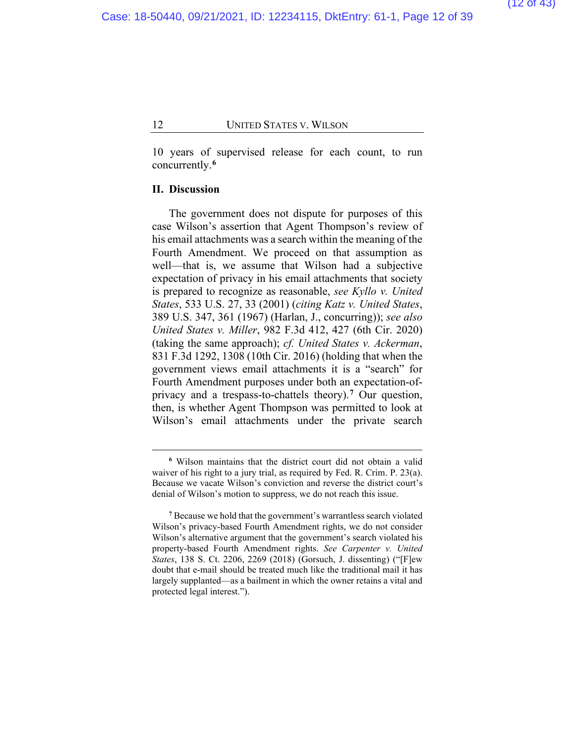10 years of supervised release for each count, to run concurrently.[6]

## II. Discussion

The government does not dispute for purposes of this case Wilson's assertion that Agent Thompson's review of his email attachments was a search within the meaning of the Fourth Amendment. We proceed on that assumption as well—that is, we assume that Wilson had a subjective expectation of privacy in his email attachments that society is prepared to recognize as reasonable, *see Kyllo v. United States*, 533 U.S. 27, 33 (2001) (*citing Katz v. United States*, 389 U.S. 347, 361 (1967) (Harlan, J., concurring)); *see also United States v. Miller*, 982 F.3d 412, 427 (6th Cir. 2020) (taking the same approach); *cf. United States v. Ackerman*, 831 F.3d 1292, 1308 (10th Cir. 2016) (holding that when the government views email attachments it is a "search" for Fourth Amendment purposes under both an expectation-of-privacy and a trespass-to-chattels theory).[7] Our question, then, is whether Agent Thompson was permitted to look at Wilson's email attachments under the private search

---

[6] Wilson maintains that the district court did not obtain a valid waiver of his right to a jury trial, as required by Fed. R. Crim. P. 23(a). Because we vacate Wilson's conviction and reverse the district court's denial of Wilson's motion to suppress, we do not reach this issue.

[7] Because we hold that the government's warrantless search violated Wilson's privacy-based Fourth Amendment rights, we do not consider Wilson's alternative argument that the government's search violated his property-based Fourth Amendment rights. *See Carpenter v. United States*, 138 S. Ct. 2206, 2269 (2018) (Gorsuch, J. dissenting) ("[F]ew doubt that e-mail should be treated much like the traditional mail it has largely supplanted—as a bailment in which the owner retains a vital and protected legal interest.").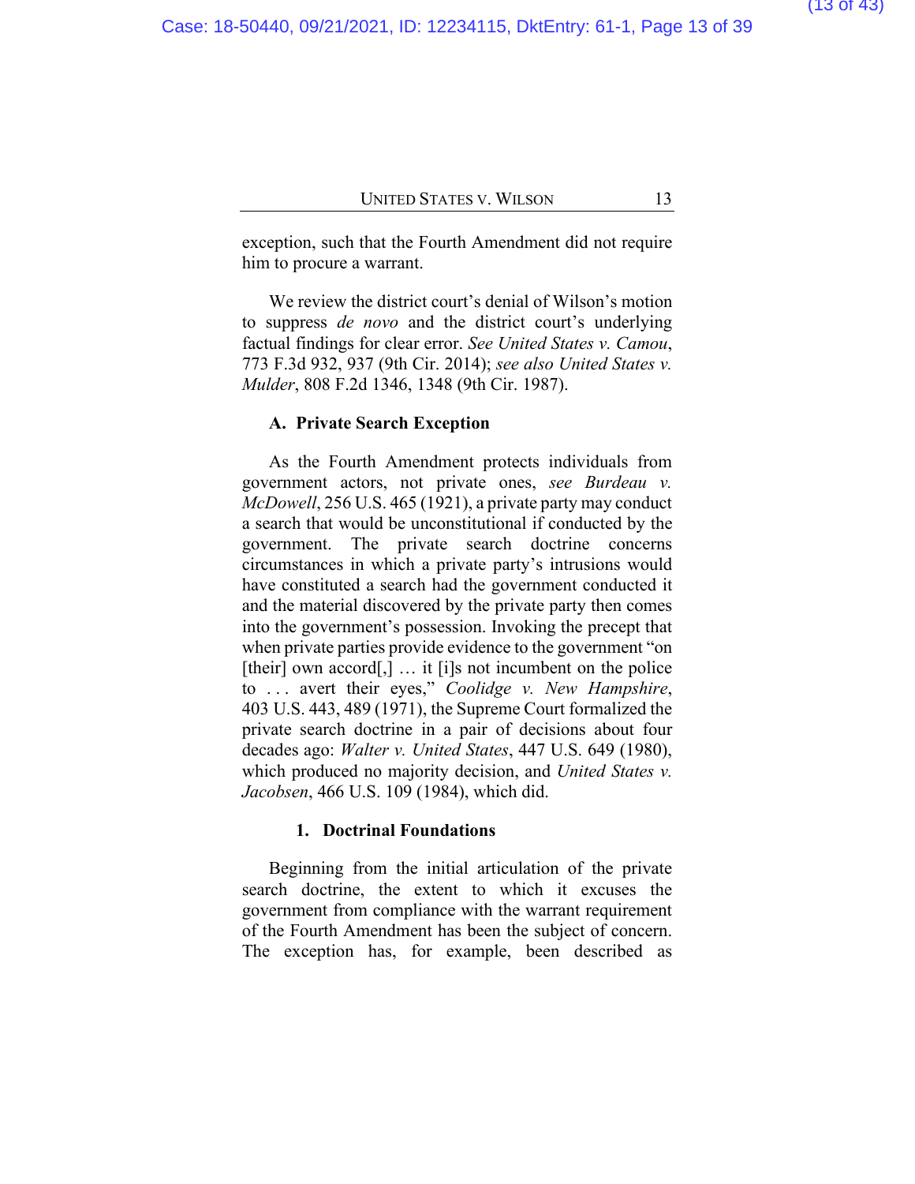exception, such that the Fourth Amendment did not require him to procure a warrant.

We review the district court's denial of Wilson's motion to suppress *de novo* and the district court's underlying factual findings for clear error. *See United States v. Camou*, 773 F.3d 932, 937 (9th Cir. 2014); *see also United States v. Mulder*, 808 F.2d 1346, 1348 (9th Cir. 1987).

### A. Private Search Exception

As the Fourth Amendment protects individuals from government actors, not private ones, *see Burdeau v. McDowell*, 256 U.S. 465 (1921), a private party may conduct a search that would be unconstitutional if conducted by the government. The private search doctrine concerns circumstances in which a private party's intrusions would have constituted a search had the government conducted it and the material discovered by the private party then comes into the government's possession. Invoking the precept that when private parties provide evidence to the government "on [their] own accord[,] … it [i]s not incumbent on the police to . . . avert their eyes," *Coolidge v. New Hampshire*, 403 U.S. 443, 489 (1971), the Supreme Court formalized the private search doctrine in a pair of decisions about four decades ago: *Walter v. United States*, 447 U.S. 649 (1980), which produced no majority decision, and *United States v. Jacobsen*, 466 U.S. 109 (1984), which did.

#### 1. Doctrinal Foundations

Beginning from the initial articulation of the private search doctrine, the extent to which it excuses the government from compliance with the warrant requirement of the Fourth Amendment has been the subject of concern. The exception has, for example, been described as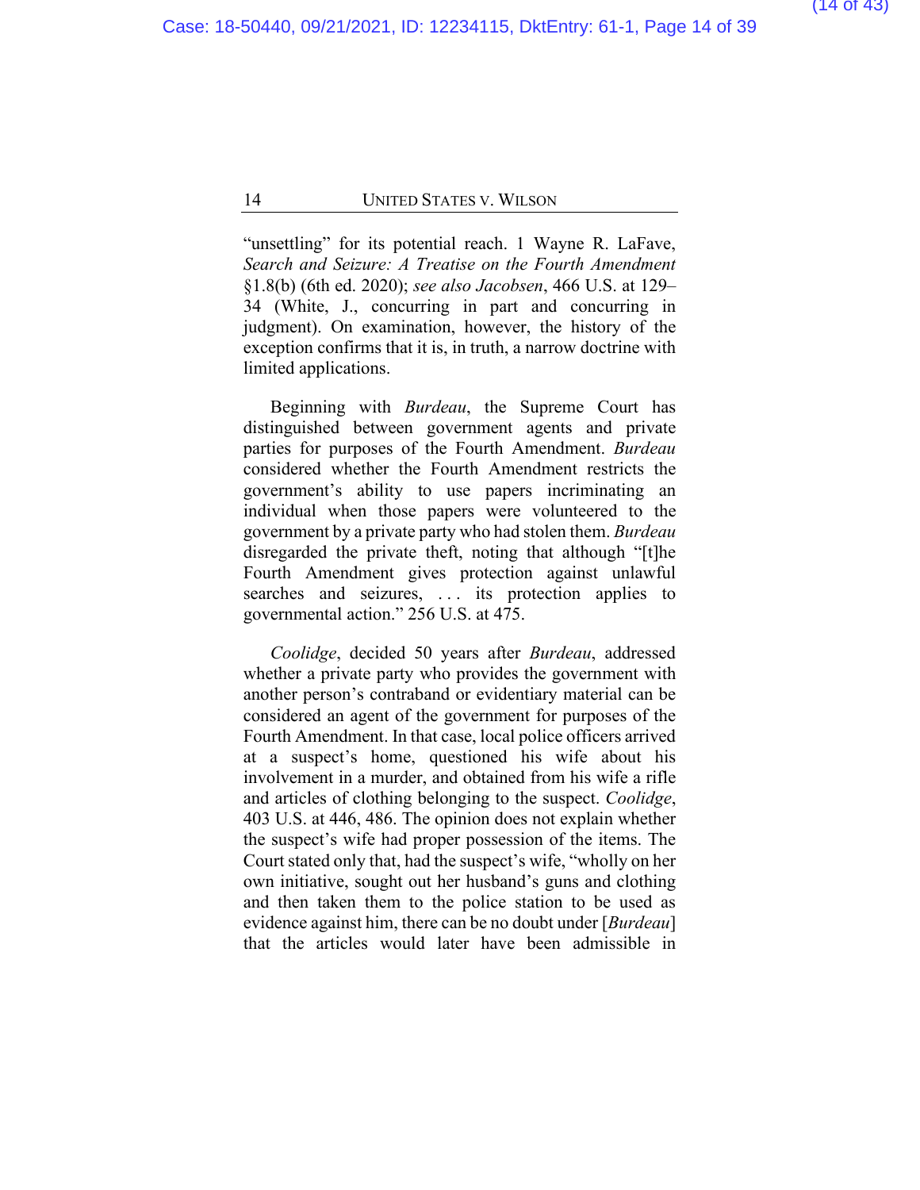"unsettling" for its potential reach. 1 Wayne R. LaFave, *Search and Seizure: A Treatise on the Fourth Amendment* §1.8(b) (6th ed. 2020); *see also Jacobsen*, 466 U.S. at 129–34 (White, J., concurring in part and concurring in judgment). On examination, however, the history of the exception confirms that it is, in truth, a narrow doctrine with limited applications.

Beginning with *Burdeau*, the Supreme Court has distinguished between government agents and private parties for purposes of the Fourth Amendment. *Burdeau* considered whether the Fourth Amendment restricts the government's ability to use papers incriminating an individual when those papers were volunteered to the government by a private party who had stolen them. *Burdeau* disregarded the private theft, noting that although "[t]he Fourth Amendment gives protection against unlawful searches and seizures, . . . its protection applies to governmental action." 256 U.S. at 475.

*Coolidge*, decided 50 years after *Burdeau*, addressed whether a private party who provides the government with another person's contraband or evidentiary material can be considered an agent of the government for purposes of the Fourth Amendment. In that case, local police officers arrived at a suspect's home, questioned his wife about his involvement in a murder, and obtained from his wife a rifle and articles of clothing belonging to the suspect. *Coolidge*, 403 U.S. at 446, 486. The opinion does not explain whether the suspect's wife had proper possession of the items. The Court stated only that, had the suspect's wife, "wholly on her own initiative, sought out her husband's guns and clothing and then taken them to the police station to be used as evidence against him, there can be no doubt under [*Burdeau*] that the articles would later have been admissible in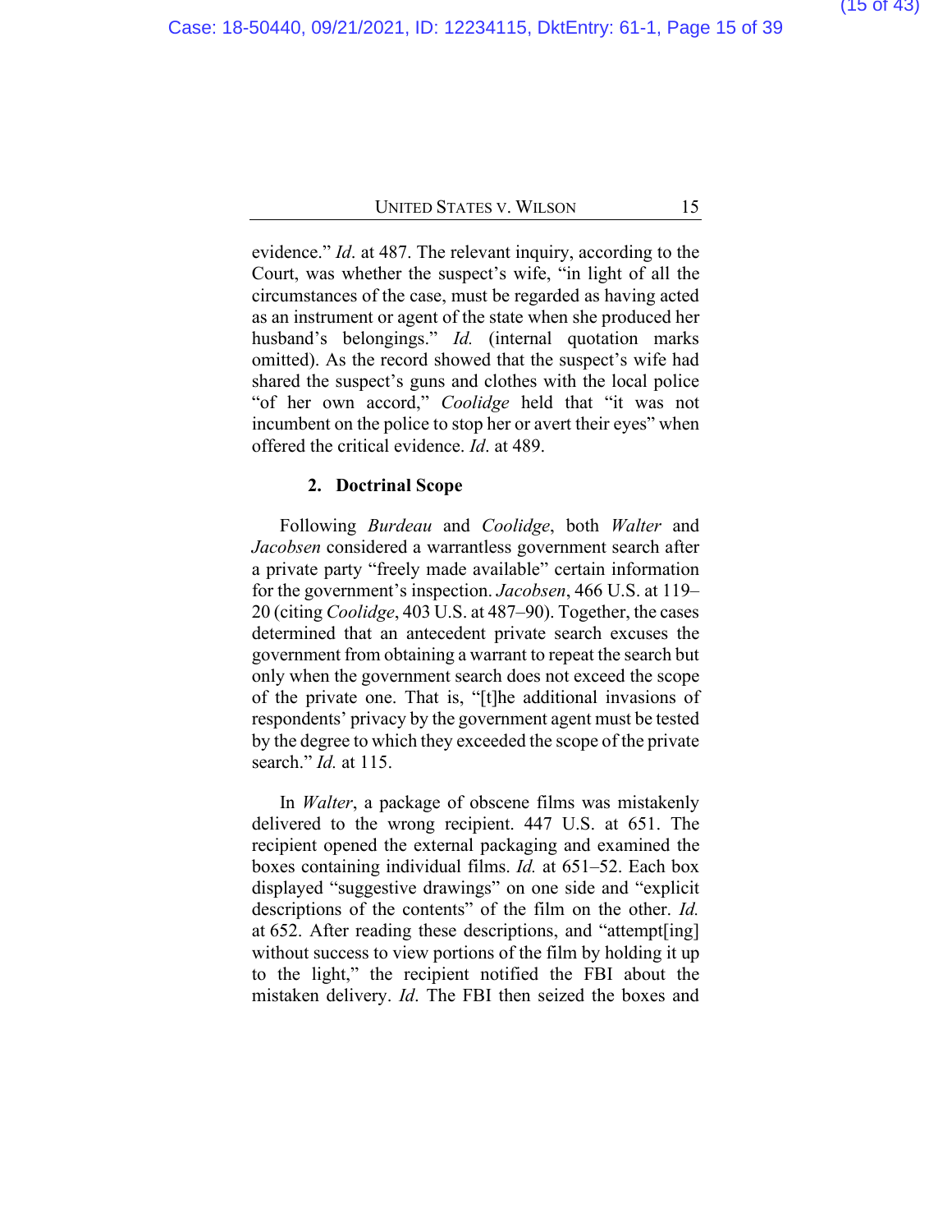evidence." *Id*. at 487. The relevant inquiry, according to the Court, was whether the suspect's wife, "in light of all the circumstances of the case, must be regarded as having acted as an instrument or agent of the state when she produced her husband's belongings." *Id.* (internal quotation marks omitted). As the record showed that the suspect's wife had shared the suspect's guns and clothes with the local police "of her own accord," *Coolidge* held that "it was not incumbent on the police to stop her or avert their eyes" when offered the critical evidence. *Id*. at 489.

### 2. Doctrinal Scope

Following *Burdeau* and *Coolidge*, both *Walter* and *Jacobsen* considered a warrantless government search after a private party "freely made available" certain information for the government's inspection. *Jacobsen*, 466 U.S. at 119–20 (citing *Coolidge*, 403 U.S. at 487–90). Together, the cases determined that an antecedent private search excuses the government from obtaining a warrant to repeat the search but only when the government search does not exceed the scope of the private one. That is, "[t]he additional invasions of respondents' privacy by the government agent must be tested by the degree to which they exceeded the scope of the private search." *Id.* at 115.

In *Walter*, a package of obscene films was mistakenly delivered to the wrong recipient. 447 U.S. at 651. The recipient opened the external packaging and examined the boxes containing individual films. *Id.* at 651–52. Each box displayed "suggestive drawings" on one side and "explicit descriptions of the contents" of the film on the other. *Id.* at 652. After reading these descriptions, and "attempt[ing] without success to view portions of the film by holding it up to the light," the recipient notified the FBI about the mistaken delivery. *Id*. The FBI then seized the boxes and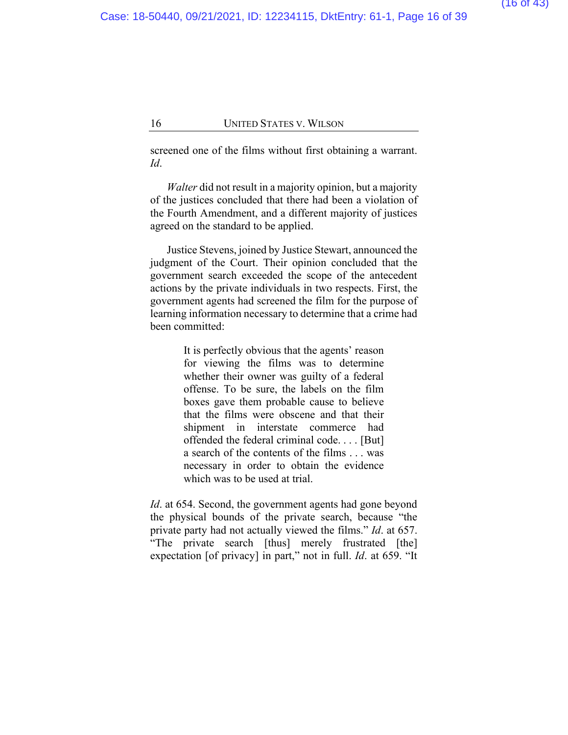screened one of the films without first obtaining a warrant. *Id*.

*Walter* did not result in a majority opinion, but a majority of the justices concluded that there had been a violation of the Fourth Amendment, and a different majority of justices agreed on the standard to be applied.

Justice Stevens, joined by Justice Stewart, announced the judgment of the Court. Their opinion concluded that the government search exceeded the scope of the antecedent actions by the private individuals in two respects. First, the government agents had screened the film for the purpose of learning information necessary to determine that a crime had been committed:

> It is perfectly obvious that the agents' reason for viewing the films was to determine whether their owner was guilty of a federal offense. To be sure, the labels on the film boxes gave them probable cause to believe that the films were obscene and that their shipment in interstate commerce had offended the federal criminal code. . . . [But] a search of the contents of the films . . . was necessary in order to obtain the evidence which was to be used at trial.

*Id*. at 654. Second, the government agents had gone beyond the physical bounds of the private search, because "the private party had not actually viewed the films." *Id*. at 657. "The private search [thus] merely frustrated [the] expectation [of privacy] in part," not in full. *Id*. at 659. "It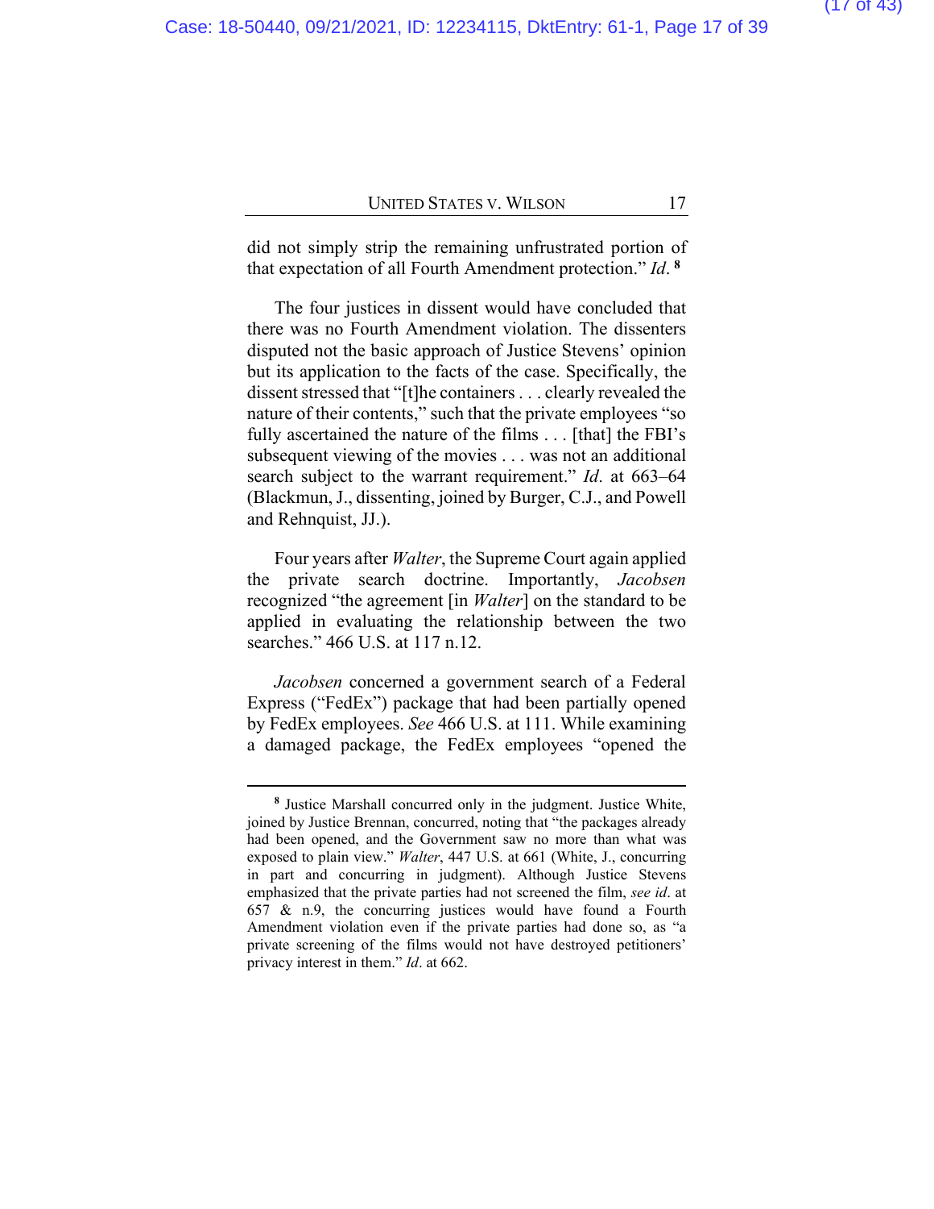did not simply strip the remaining unfrustrated portion of that expectation of all Fourth Amendment protection." *Id*.[8]

The four justices in dissent would have concluded that there was no Fourth Amendment violation. The dissenters disputed not the basic approach of Justice Stevens' opinion but its application to the facts of the case. Specifically, the dissent stressed that "[t]he containers . . . clearly revealed the nature of their contents," such that the private employees "so fully ascertained the nature of the films . . . [that] the FBI's subsequent viewing of the movies . . . was not an additional search subject to the warrant requirement." *Id*. at 663–64 (Blackmun, J., dissenting, joined by Burger, C.J., and Powell and Rehnquist, JJ.).

Four years after *Walter*, the Supreme Court again applied the private search doctrine. Importantly, *Jacobsen* recognized "the agreement [in *Walter*] on the standard to be applied in evaluating the relationship between the two searches." 466 U.S. at 117 n.12.

*Jacobsen* concerned a government search of a Federal Express ("FedEx") package that had been partially opened by FedEx employees. *See* 466 U.S. at 111. While examining a damaged package, the FedEx employees "opened the

---

[8] Justice Marshall concurred only in the judgment. Justice White, joined by Justice Brennan, concurred, noting that "the packages already had been opened, and the Government saw no more than what was exposed to plain view." *Walter*, 447 U.S. at 661 (White, J., concurring in part and concurring in judgment). Although Justice Stevens emphasized that the private parties had not screened the film, *see id*. at 657 & n.9, the concurring justices would have found a Fourth Amendment violation even if the private parties had done so, as "a private screening of the films would not have destroyed petitioners' privacy interest in them." *Id*. at 662.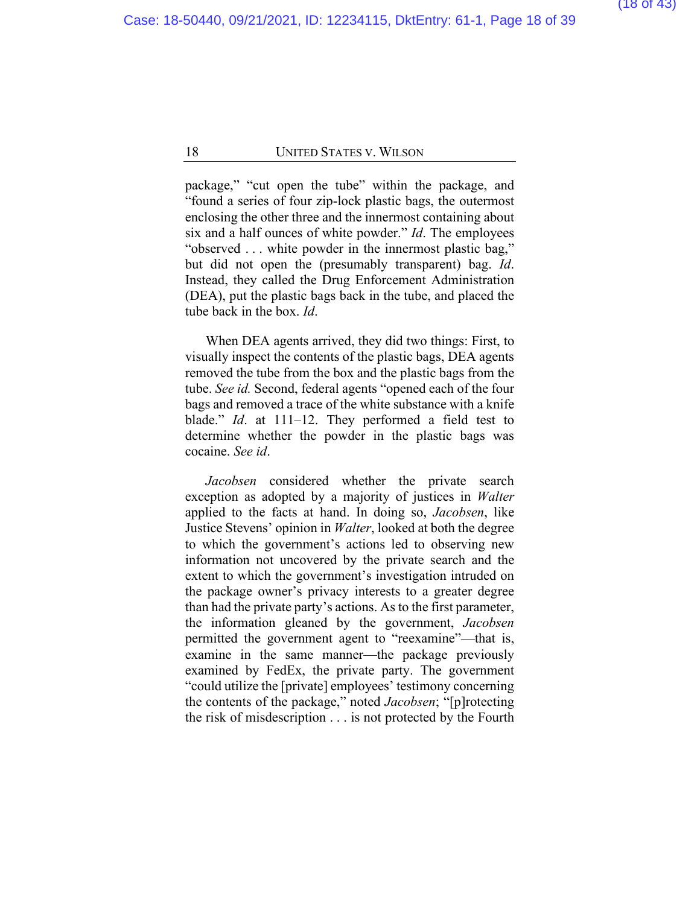package," "cut open the tube" within the package, and "found a series of four zip-lock plastic bags, the outermost enclosing the other three and the innermost containing about six and a half ounces of white powder." *Id*. The employees "observed . . . white powder in the innermost plastic bag," but did not open the (presumably transparent) bag. *Id*. Instead, they called the Drug Enforcement Administration (DEA), put the plastic bags back in the tube, and placed the tube back in the box. *Id*.

When DEA agents arrived, they did two things: First, to visually inspect the contents of the plastic bags, DEA agents removed the tube from the box and the plastic bags from the tube. *See id.* Second, federal agents "opened each of the four bags and removed a trace of the white substance with a knife blade." *Id*. at 111–12. They performed a field test to determine whether the powder in the plastic bags was cocaine. *See id*.

*Jacobsen* considered whether the private search exception as adopted by a majority of justices in *Walter* applied to the facts at hand. In doing so, *Jacobsen*, like Justice Stevens' opinion in *Walter*, looked at both the degree to which the government's actions led to observing new information not uncovered by the private search and the extent to which the government's investigation intruded on the package owner's privacy interests to a greater degree than had the private party's actions. As to the first parameter, the information gleaned by the government, *Jacobsen* permitted the government agent to "reexamine"—that is, examine in the same manner—the package previously examined by FedEx, the private party. The government "could utilize the [private] employees' testimony concerning the contents of the package," noted *Jacobsen*; "[p]rotecting the risk of misdescription . . . is not protected by the Fourth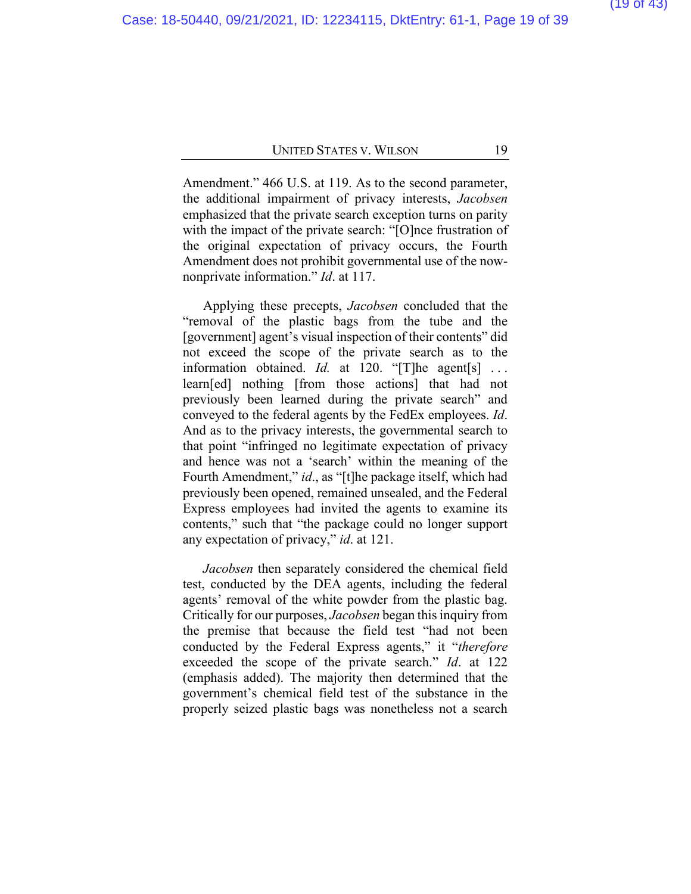Amendment." 466 U.S. at 119. As to the second parameter, the additional impairment of privacy interests, *Jacobsen* emphasized that the private search exception turns on parity with the impact of the private search: "[O]nce frustration of the original expectation of privacy occurs, the Fourth Amendment does not prohibit governmental use of the now-nonprivate information." *Id*. at 117.

Applying these precepts, *Jacobsen* concluded that the "removal of the plastic bags from the tube and the [government] agent's visual inspection of their contents" did not exceed the scope of the private search as to the information obtained. *Id.* at 120. "[T]he agent[s] . . . learn[ed] nothing [from those actions] that had not previously been learned during the private search" and conveyed to the federal agents by the FedEx employees. *Id*. And as to the privacy interests, the governmental search to that point "infringed no legitimate expectation of privacy and hence was not a 'search' within the meaning of the Fourth Amendment," *id*., as "[t]he package itself, which had previously been opened, remained unsealed, and the Federal Express employees had invited the agents to examine its contents," such that "the package could no longer support any expectation of privacy," *id*. at 121.

*Jacobsen* then separately considered the chemical field test, conducted by the DEA agents, including the federal agents' removal of the white powder from the plastic bag. Critically for our purposes, *Jacobsen* began this inquiry from the premise that because the field test "had not been conducted by the Federal Express agents," it "*therefore* exceeded the scope of the private search." *Id*. at 122 (emphasis added). The majority then determined that the government's chemical field test of the substance in the properly seized plastic bags was nonetheless not a search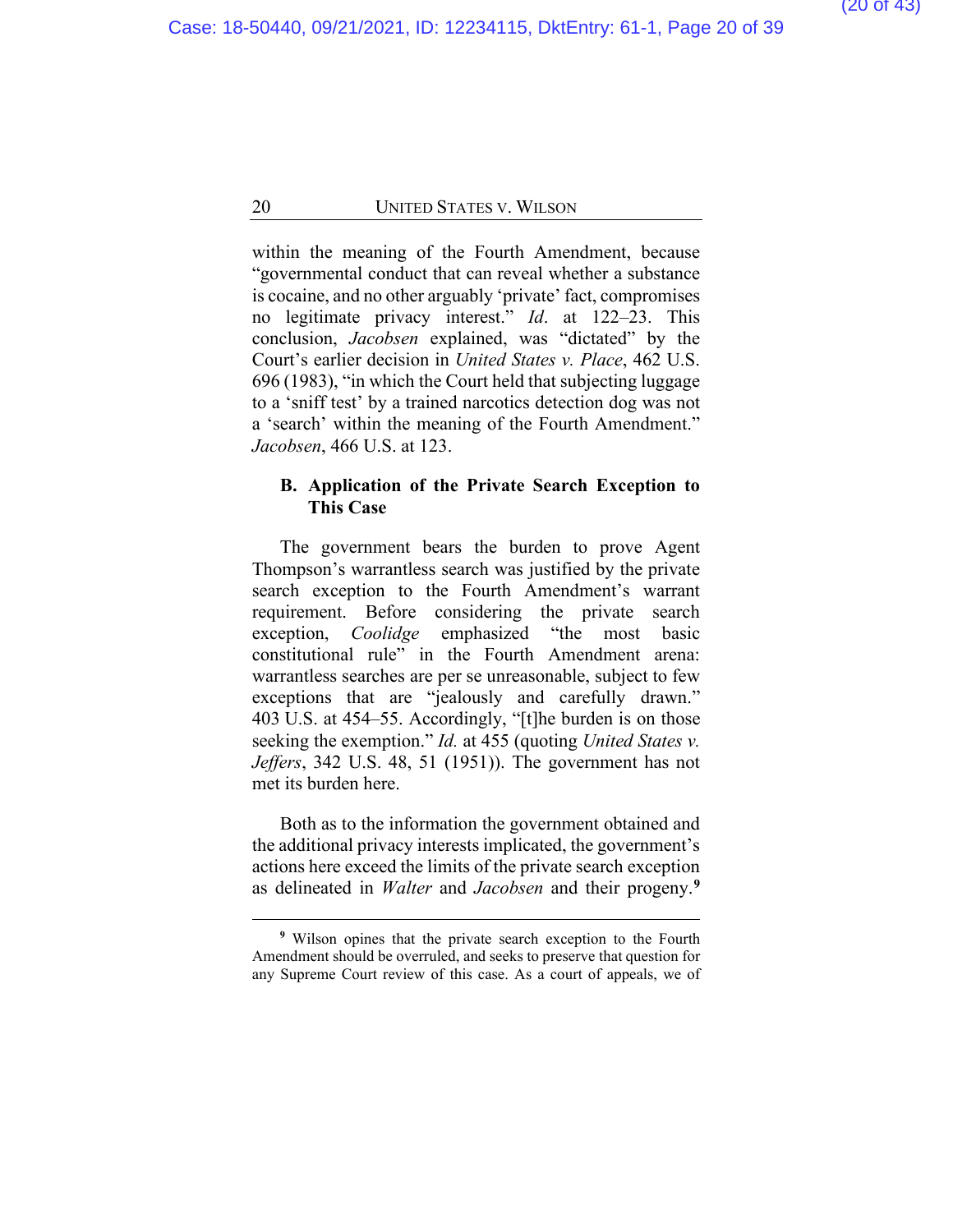within the meaning of the Fourth Amendment, because "governmental conduct that can reveal whether a substance is cocaine, and no other arguably 'private' fact, compromises no legitimate privacy interest." *Id*. at 122–23. This conclusion, *Jacobsen* explained, was "dictated" by the Court's earlier decision in *United States v. Place*, 462 U.S. 696 (1983), "in which the Court held that subjecting luggage to a 'sniff test' by a trained narcotics detection dog was not a 'search' within the meaning of the Fourth Amendment." *Jacobsen*, 466 U.S. at 123.

### B. Application of the Private Search Exception to This Case

The government bears the burden to prove Agent Thompson's warrantless search was justified by the private search exception to the Fourth Amendment's warrant requirement. Before considering the private search exception, *Coolidge* emphasized "the most basic constitutional rule" in the Fourth Amendment arena: warrantless searches are per se unreasonable, subject to few exceptions that are "jealously and carefully drawn." 403 U.S. at 454–55. Accordingly, "[t]he burden is on those seeking the exemption." *Id.* at 455 (quoting *United States v. Jeffers*, 342 U.S. 48, 51 (1951)). The government has not met its burden here.

Both as to the information the government obtained and the additional privacy interests implicated, the government's actions here exceed the limits of the private search exception as delineated in *Walter* and *Jacobsen* and their progeny.[9]

---

[9] Wilson opines that the private search exception to the Fourth Amendment should be overruled, and seeks to preserve that question for any Supreme Court review of this case. As a court of appeals, we of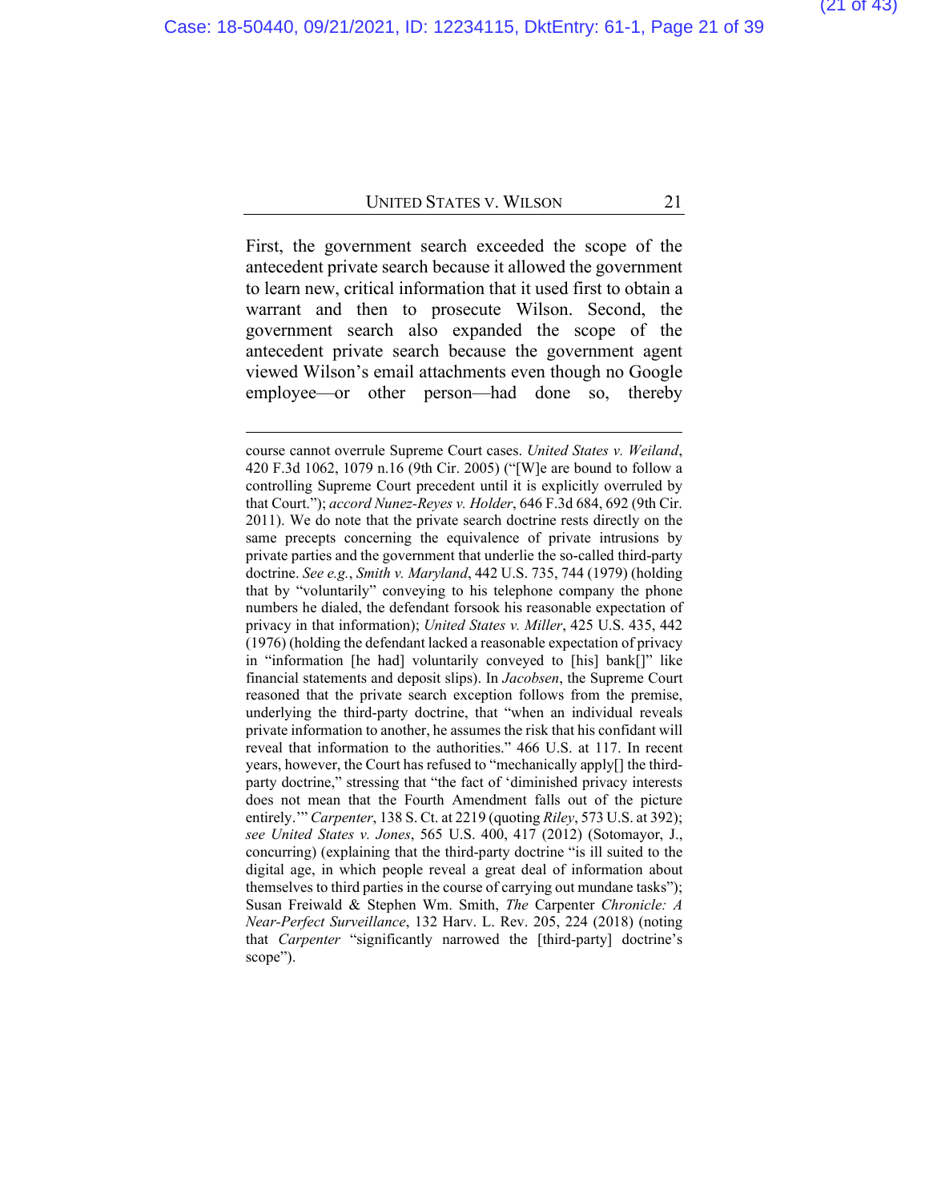First, the government search exceeded the scope of the antecedent private search because it allowed the government to learn new, critical information that it used first to obtain a warrant and then to prosecute Wilson. Second, the government search also expanded the scope of the antecedent private search because the government agent viewed Wilson's email attachments even though no Google employee—or other person—had done so, thereby

---

course cannot overrule Supreme Court cases. *United States v. Weiland*, 420 F.3d 1062, 1079 n.16 (9th Cir. 2005) ("[W]e are bound to follow a controlling Supreme Court precedent until it is explicitly overruled by that Court."); *accord Nunez-Reyes v. Holder*, 646 F.3d 684, 692 (9th Cir. 2011). We do note that the private search doctrine rests directly on the same precepts concerning the equivalence of private intrusions by private parties and the government that underlie the so-called third-party doctrine. *See e.g.*, *Smith v. Maryland*, 442 U.S. 735, 744 (1979) (holding that by "voluntarily" conveying to his telephone company the phone numbers he dialed, the defendant forsook his reasonable expectation of privacy in that information); *United States v. Miller*, 425 U.S. 435, 442 (1976) (holding the defendant lacked a reasonable expectation of privacy in "information [he had] voluntarily conveyed to [his] bank[]" like financial statements and deposit slips). In *Jacobsen*, the Supreme Court reasoned that the private search exception follows from the premise, underlying the third-party doctrine, that "when an individual reveals private information to another, he assumes the risk that his confidant will reveal that information to the authorities." 466 U.S. at 117. In recent years, however, the Court has refused to "mechanically apply[] the third-party doctrine," stressing that "the fact of 'diminished privacy interests does not mean that the Fourth Amendment falls out of the picture entirely.'" *Carpenter*, 138 S. Ct. at 2219 (quoting *Riley*, 573 U.S. at 392); *see United States v. Jones*, 565 U.S. 400, 417 (2012) (Sotomayor, J., concurring) (explaining that the third-party doctrine "is ill suited to the digital age, in which people reveal a great deal of information about themselves to third parties in the course of carrying out mundane tasks"); Susan Freiwald & Stephen Wm. Smith, *The* Carpenter *Chronicle: A Near-Perfect Surveillance*, 132 Harv. L. Rev. 205, 224 (2018) (noting that *Carpenter* "significantly narrowed the [third-party] doctrine's scope").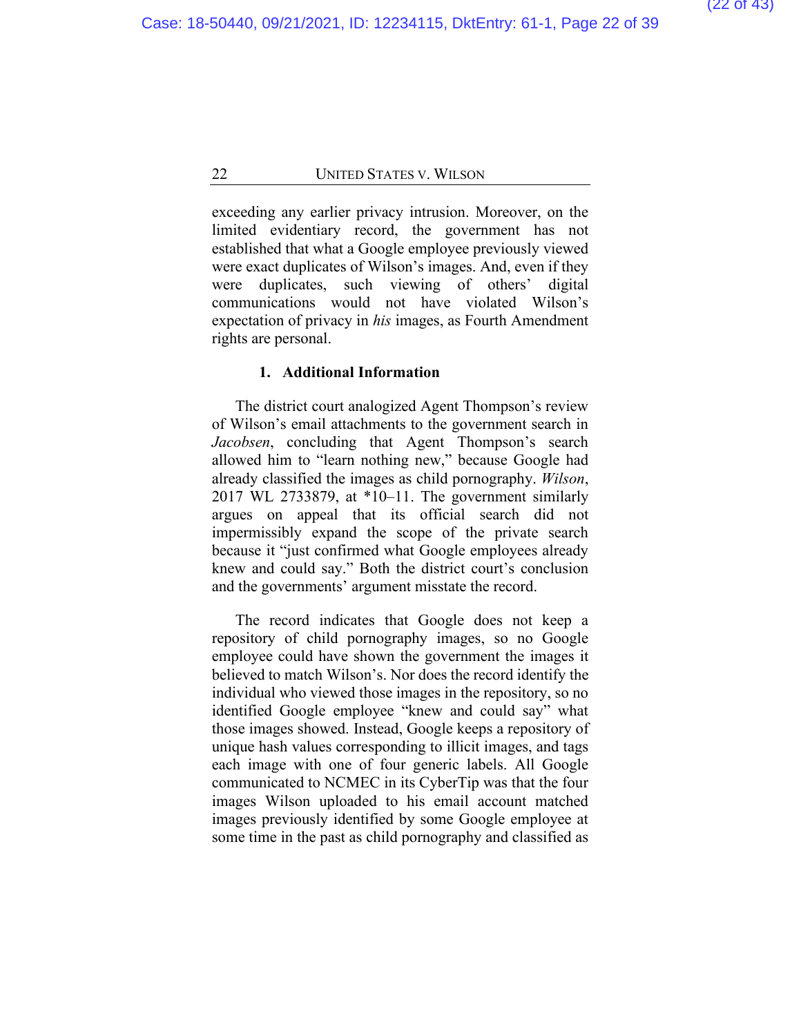exceeding any earlier privacy intrusion. Moreover, on the limited evidentiary record, the government has not established that what a Google employee previously viewed were exact duplicates of Wilson's images. And, even if they were duplicates, such viewing of others' digital communications would not have violated Wilson's expectation of privacy in *his* images, as Fourth Amendment rights are personal.

### 1. Additional Information

The district court analogized Agent Thompson's review of Wilson's email attachments to the government search in *Jacobsen*, concluding that Agent Thompson's search allowed him to "learn nothing new," because Google had already classified the images as child pornography. *Wilson*, 2017 WL 2733879, at *10–11. The government similarly argues on appeal that its official search did not impermissibly expand the scope of the private search because it "just confirmed what Google employees already knew and could say." Both the district court's conclusion and the governments' argument misstate the record.

The record indicates that Google does not keep a repository of child pornography images, so no Google employee could have shown the government the images it believed to match Wilson's. Nor does the record identify the individual who viewed those images in the repository, so no identified Google employee "knew and could say" what those images showed. Instead, Google keeps a repository of unique hash values corresponding to illicit images, and tags each image with one of four generic labels. All Google communicated to NCMEC in its CyberTip was that the four images Wilson uploaded to his email account matched images previously identified by some Google employee at some time in the past as child pornography and classified as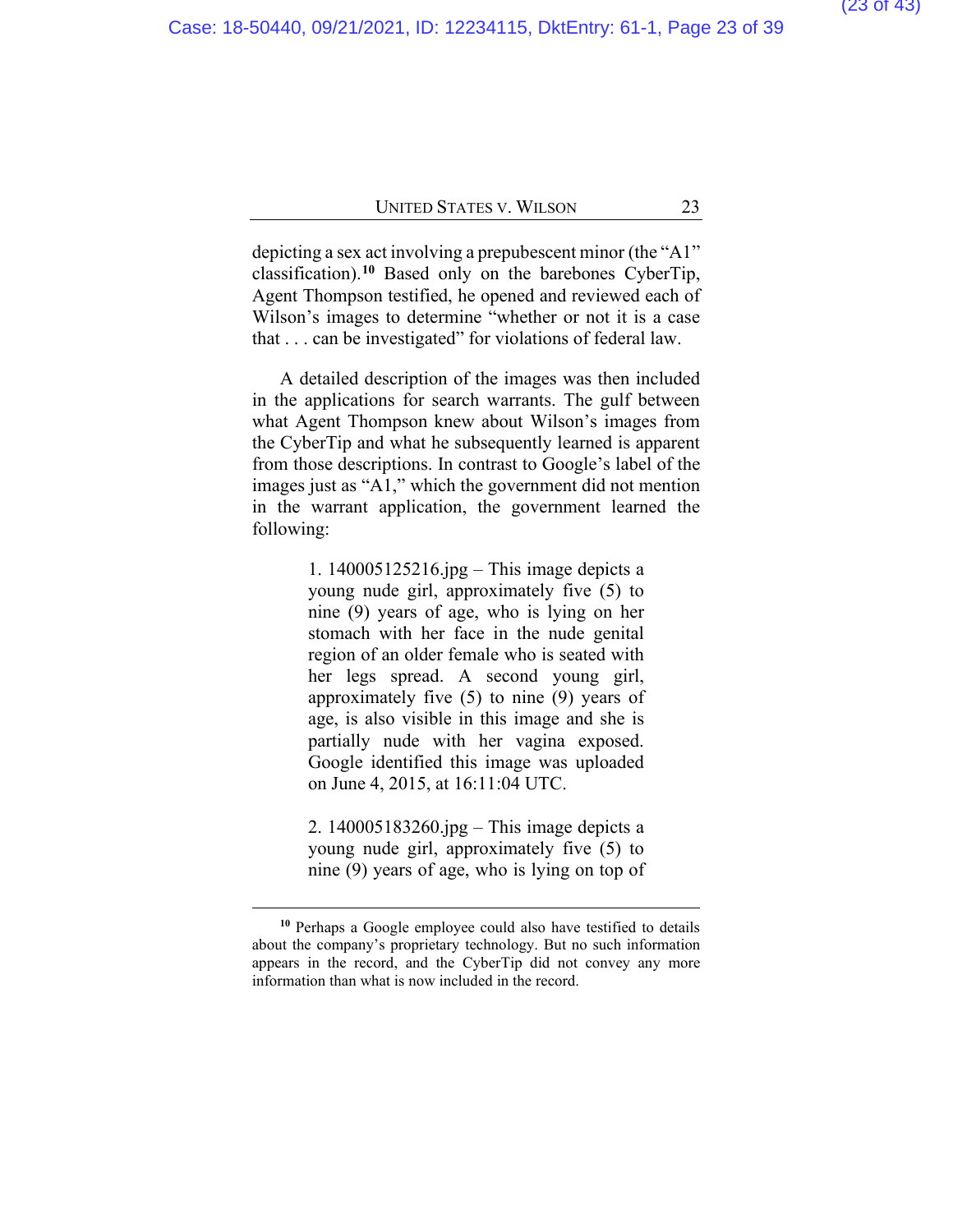depicting a sex act involving a prepubescent minor (the "A1" classification).[10] Based only on the barebones CyberTip, Agent Thompson testified, he opened and reviewed each of Wilson's images to determine "whether or not it is a case that . . . can be investigated" for violations of federal law.

A detailed description of the images was then included in the applications for search warrants. The gulf between what Agent Thompson knew about Wilson's images from the CyberTip and what he subsequently learned is apparent from those descriptions. In contrast to Google's label of the images just as "A1," which the government did not mention in the warrant application, the government learned the following:

> 1. 140005125216.jpg – This image depicts a young nude girl, approximately five (5) to nine (9) years of age, who is lying on her stomach with her face in the nude genital region of an older female who is seated with her legs spread. A second young girl, approximately five (5) to nine (9) years of age, is also visible in this image and she is partially nude with her vagina exposed. Google identified this image was uploaded on June 4, 2015, at 16:11:04 UTC.
>
> 2. 140005183260.jpg – This image depicts a young nude girl, approximately five (5) to nine (9) years of age, who is lying on top of

[10] Perhaps a Google employee could also have testified to details about the company's proprietary technology. But no such information appears in the record, and the CyberTip did not convey any more information than what is now included in the record.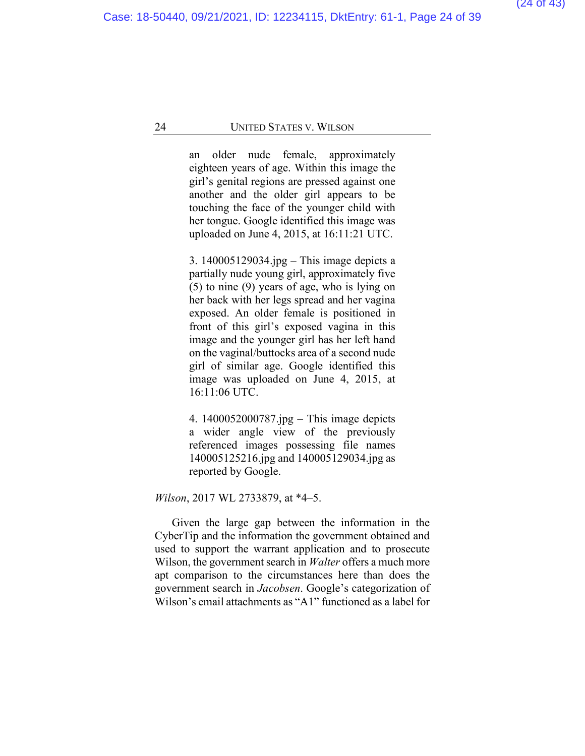> an older nude female, approximately eighteen years of age. Within this image the girl's genital regions are pressed against one another and the older girl appears to be touching the face of the younger child with her tongue. Google identified this image was uploaded on June 4, 2015, at 16:11:21 UTC.
>
> 3. 140005129034.jpg – This image depicts a partially nude young girl, approximately five (5) to nine (9) years of age, who is lying on her back with her legs spread and her vagina exposed. An older female is positioned in front of this girl's exposed vagina in this image and the younger girl has her left hand on the vaginal/buttocks area of a second nude girl of similar age. Google identified this image was uploaded on June 4, 2015, at 16:11:06 UTC.
>
> 4. 1400052000787.jpg – This image depicts a wider angle view of the previously referenced images possessing file names 140005125216.jpg and 140005129034.jpg as reported by Google.

*Wilson*, 2017 WL 2733879, at *4–5.

Given the large gap between the information in the CyberTip and the information the government obtained and used to support the warrant application and to prosecute Wilson, the government search in *Walter* offers a much more apt comparison to the circumstances here than does the government search in *Jacobsen*. Google's categorization of Wilson's email attachments as "A1" functioned as a label for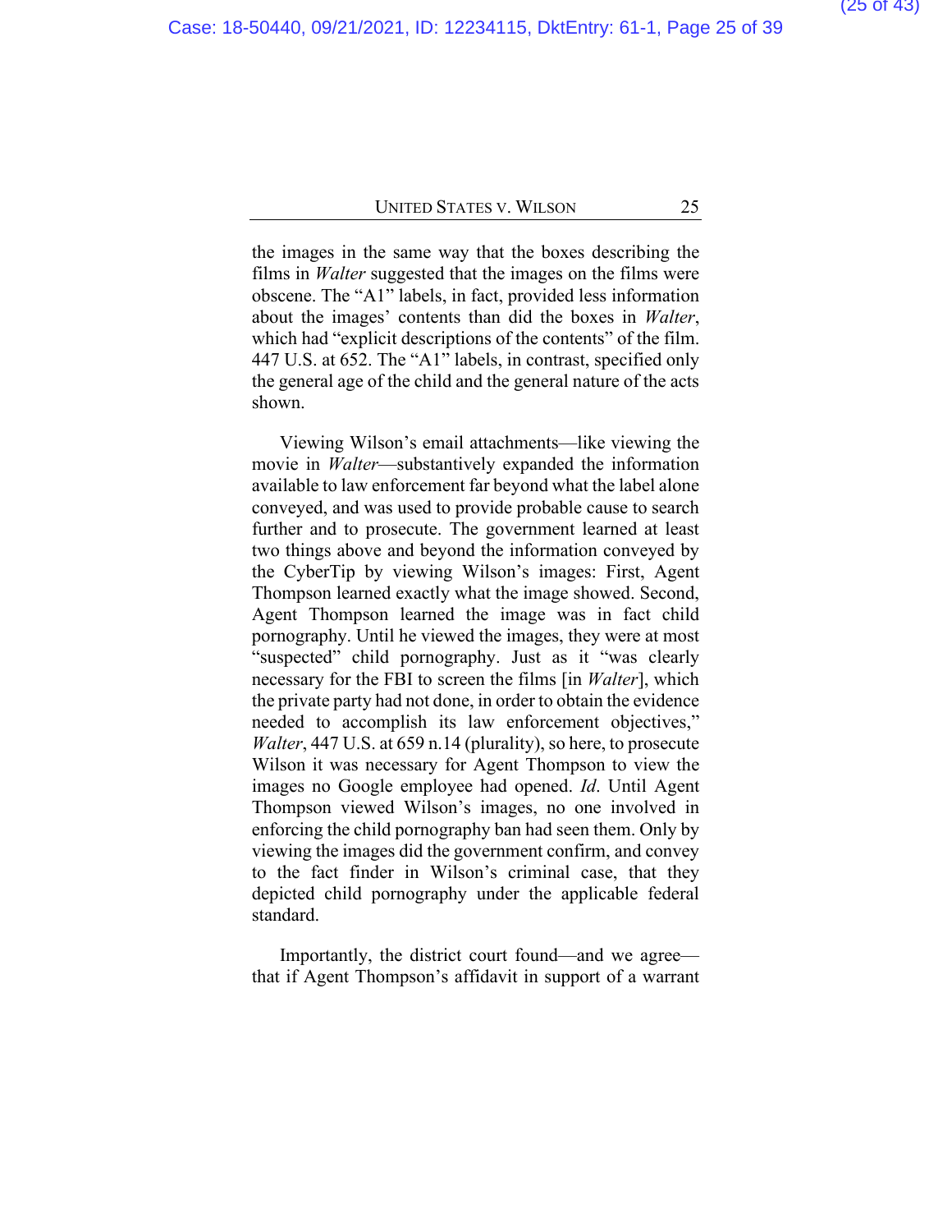the images in the same way that the boxes describing the films in *Walter* suggested that the images on the films were obscene. The "A1" labels, in fact, provided less information about the images' contents than did the boxes in *Walter*, which had "explicit descriptions of the contents" of the film. 447 U.S. at 652. The "A1" labels, in contrast, specified only the general age of the child and the general nature of the acts shown.

Viewing Wilson's email attachments—like viewing the movie in *Walter*—substantively expanded the information available to law enforcement far beyond what the label alone conveyed, and was used to provide probable cause to search further and to prosecute. The government learned at least two things above and beyond the information conveyed by the CyberTip by viewing Wilson's images: First, Agent Thompson learned exactly what the image showed. Second, Agent Thompson learned the image was in fact child pornography. Until he viewed the images, they were at most "suspected" child pornography. Just as it "was clearly necessary for the FBI to screen the films [in *Walter*], which the private party had not done, in order to obtain the evidence needed to accomplish its law enforcement objectives," *Walter*, 447 U.S. at 659 n.14 (plurality), so here, to prosecute Wilson it was necessary for Agent Thompson to view the images no Google employee had opened. *Id*. Until Agent Thompson viewed Wilson's images, no one involved in enforcing the child pornography ban had seen them. Only by viewing the images did the government confirm, and convey to the fact finder in Wilson's criminal case, that they depicted child pornography under the applicable federal standard.

Importantly, the district court found—and we agree—that if Agent Thompson's affidavit in support of a warrant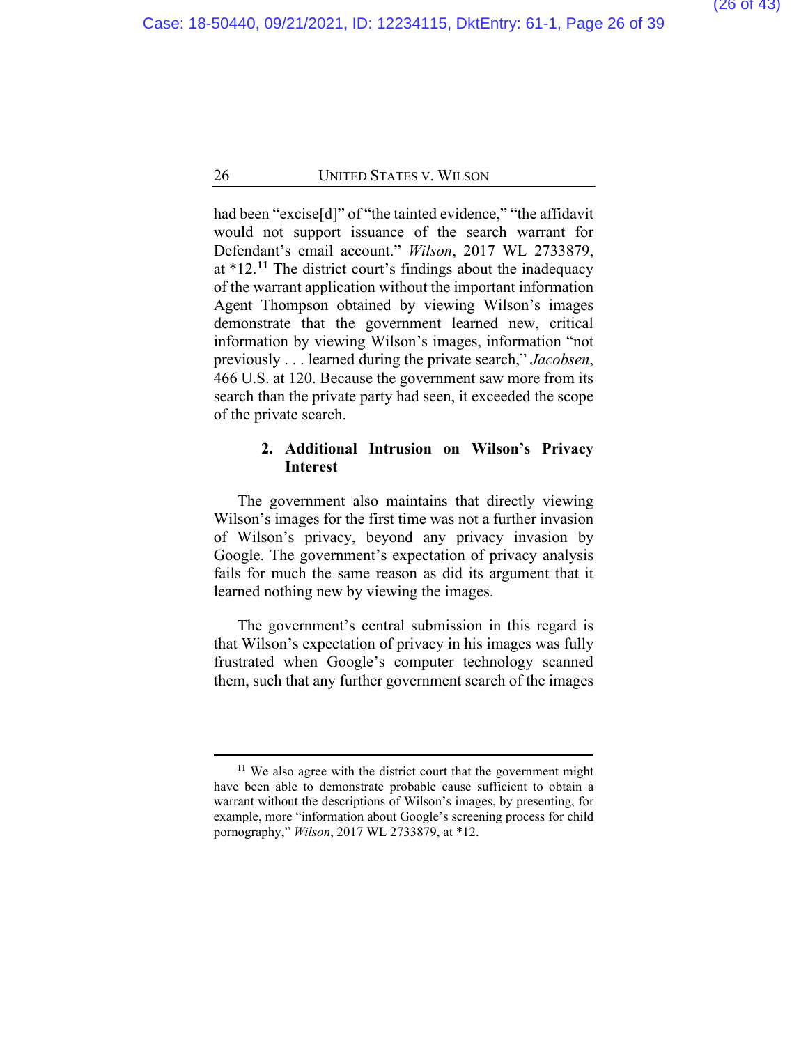had been "excise[d]" of "the tainted evidence," "the affidavit would not support issuance of the search warrant for Defendant's email account." *Wilson*, 2017 WL 2733879, at *12.[11] The district court's findings about the inadequacy of the warrant application without the important information Agent Thompson obtained by viewing Wilson's images demonstrate that the government learned new, critical information by viewing Wilson's images, information "not previously . . . learned during the private search," *Jacobsen*, 466 U.S. at 120. Because the government saw more from its search than the private party had seen, it exceeded the scope of the private search.

### 2. Additional Intrusion on Wilson's Privacy Interest

The government also maintains that directly viewing Wilson's images for the first time was not a further invasion of Wilson's privacy, beyond any privacy invasion by Google. The government's expectation of privacy analysis fails for much the same reason as did its argument that it learned nothing new by viewing the images.

The government's central submission in this regard is that Wilson's expectation of privacy in his images was fully frustrated when Google's computer technology scanned them, such that any further government search of the images

---

[11] We also agree with the district court that the government might have been able to demonstrate probable cause sufficient to obtain a warrant without the descriptions of Wilson's images, by presenting, for example, more "information about Google's screening process for child pornography," *Wilson*, 2017 WL 2733879, at *12.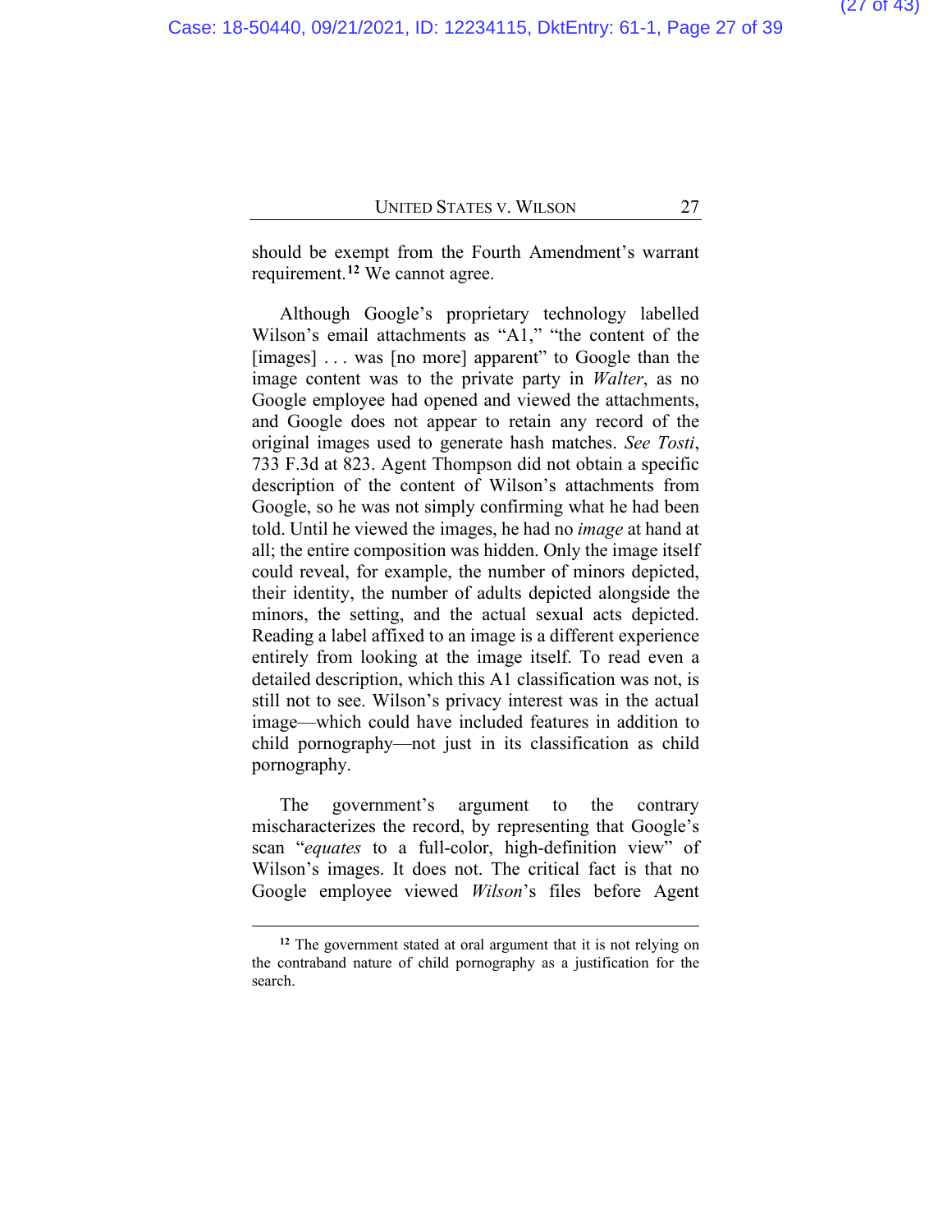should be exempt from the Fourth Amendment's warrant requirement.[12] We cannot agree.

Although Google's proprietary technology labelled Wilson's email attachments as "A1," "the content of the [images] . . . was [no more] apparent" to Google than the image content was to the private party in *Walter*, as no Google employee had opened and viewed the attachments, and Google does not appear to retain any record of the original images used to generate hash matches. *See Tosti*, 733 F.3d at 823. Agent Thompson did not obtain a specific description of the content of Wilson's attachments from Google, so he was not simply confirming what he had been told. Until he viewed the images, he had no *image* at hand at all; the entire composition was hidden. Only the image itself could reveal, for example, the number of minors depicted, their identity, the number of adults depicted alongside the minors, the setting, and the actual sexual acts depicted. Reading a label affixed to an image is a different experience entirely from looking at the image itself. To read even a detailed description, which this A1 classification was not, is still not to see. Wilson's privacy interest was in the actual image—which could have included features in addition to child pornography—not just in its classification as child pornography.

The government's argument to the contrary mischaracterizes the record, by representing that Google's scan "*equates* to a full-color, high-definition view" of Wilson's images. It does not. The critical fact is that no Google employee viewed *Wilson*'s files before Agent

---

[12] The government stated at oral argument that it is not relying on the contraband nature of child pornography as a justification for the search.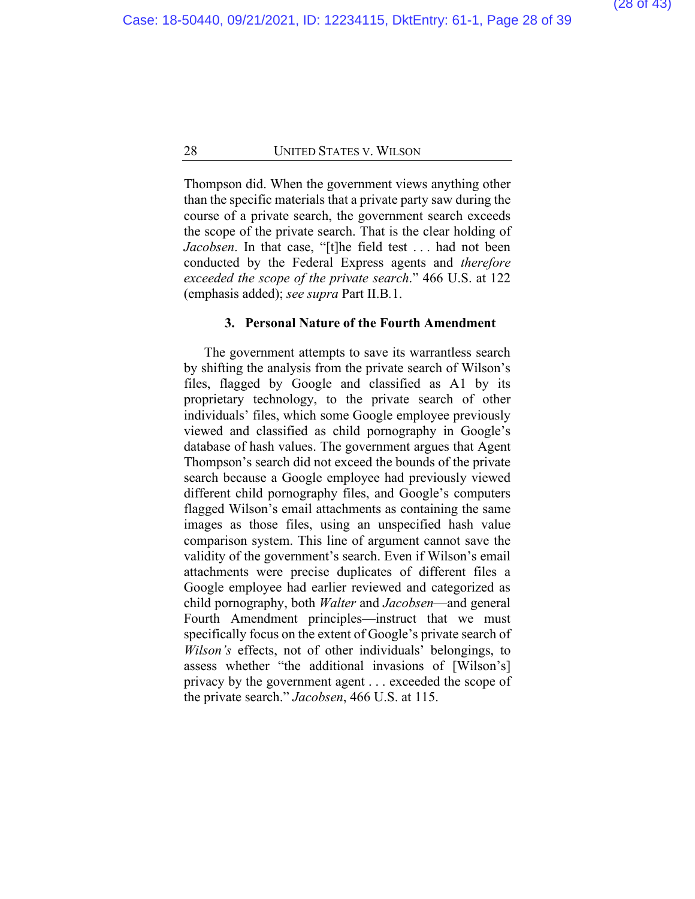Thompson did. When the government views anything other than the specific materials that a private party saw during the course of a private search, the government search exceeds the scope of the private search. That is the clear holding of *Jacobsen*. In that case, "[t]he field test . . . had not been conducted by the Federal Express agents and *therefore exceeded the scope of the private search*." 466 U.S. at 122 (emphasis added); *see supra* Part II.B.1.

### 3. Personal Nature of the Fourth Amendment

The government attempts to save its warrantless search by shifting the analysis from the private search of Wilson's files, flagged by Google and classified as A1 by its proprietary technology, to the private search of other individuals' files, which some Google employee previously viewed and classified as child pornography in Google's database of hash values. The government argues that Agent Thompson's search did not exceed the bounds of the private search because a Google employee had previously viewed different child pornography files, and Google's computers flagged Wilson's email attachments as containing the same images as those files, using an unspecified hash value comparison system. This line of argument cannot save the validity of the government's search. Even if Wilson's email attachments were precise duplicates of different files a Google employee had earlier reviewed and categorized as child pornography, both *Walter* and *Jacobsen*—and general Fourth Amendment principles—instruct that we must specifically focus on the extent of Google's private search of *Wilson's* effects, not of other individuals' belongings, to assess whether "the additional invasions of [Wilson's] privacy by the government agent . . . exceeded the scope of the private search." *Jacobsen*, 466 U.S. at 115.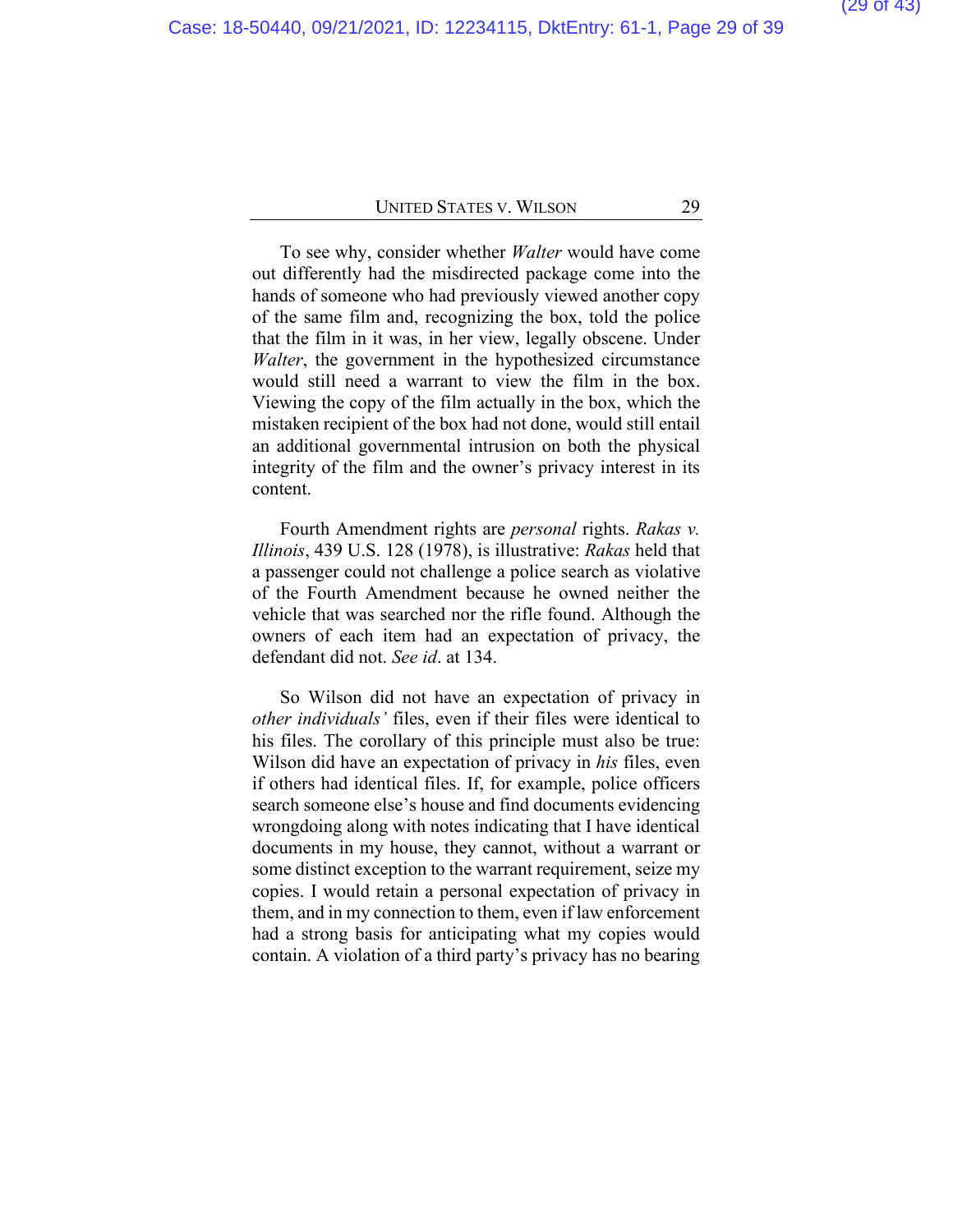To see why, consider whether *Walter* would have come out differently had the misdirected package come into the hands of someone who had previously viewed another copy of the same film and, recognizing the box, told the police that the film in it was, in her view, legally obscene. Under *Walter*, the government in the hypothesized circumstance would still need a warrant to view the film in the box. Viewing the copy of the film actually in the box, which the mistaken recipient of the box had not done, would still entail an additional governmental intrusion on both the physical integrity of the film and the owner's privacy interest in its content.

Fourth Amendment rights are *personal* rights. *Rakas v. Illinois*, 439 U.S. 128 (1978), is illustrative: *Rakas* held that a passenger could not challenge a police search as violative of the Fourth Amendment because he owned neither the vehicle that was searched nor the rifle found. Although the owners of each item had an expectation of privacy, the defendant did not. *See id*. at 134.

So Wilson did not have an expectation of privacy in *other individuals'* files, even if their files were identical to his files. The corollary of this principle must also be true: Wilson did have an expectation of privacy in *his* files, even if others had identical files. If, for example, police officers search someone else's house and find documents evidencing wrongdoing along with notes indicating that I have identical documents in my house, they cannot, without a warrant or some distinct exception to the warrant requirement, seize my copies. I would retain a personal expectation of privacy in them, and in my connection to them, even if law enforcement had a strong basis for anticipating what my copies would contain. A violation of a third party's privacy has no bearing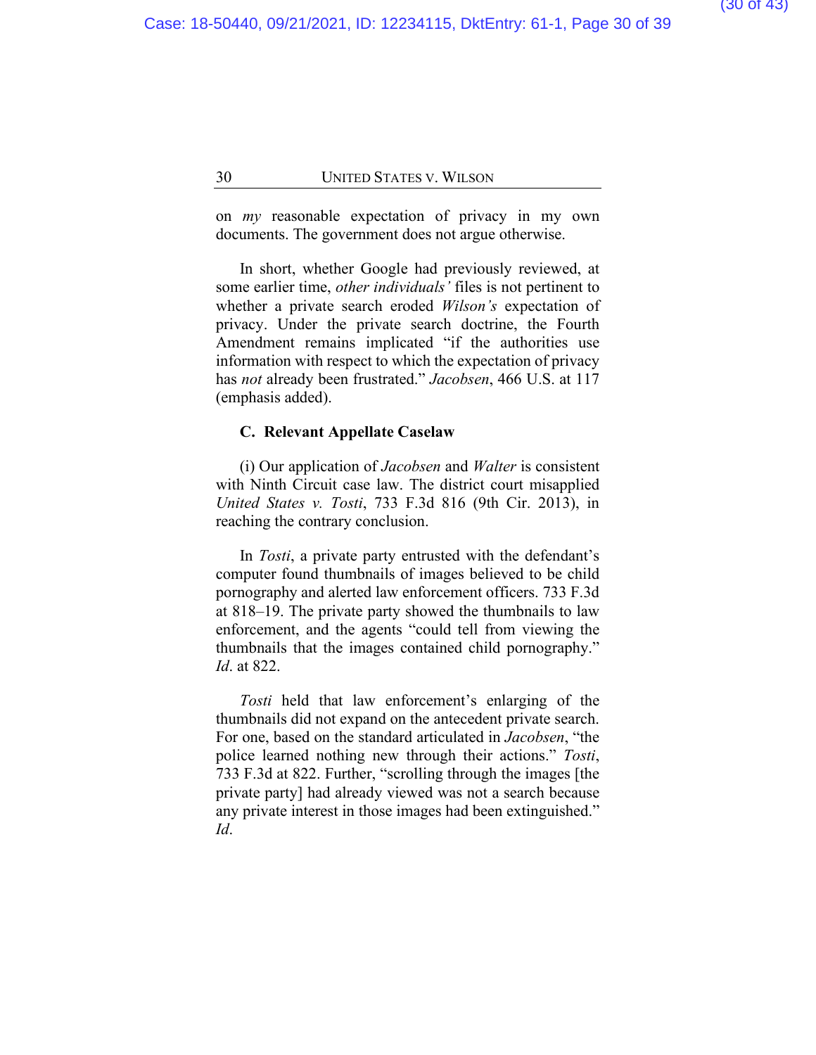on *my* reasonable expectation of privacy in my own documents. The government does not argue otherwise.

In short, whether Google had previously reviewed, at some earlier time, *other individuals'* files is not pertinent to whether a private search eroded *Wilson's* expectation of privacy. Under the private search doctrine, the Fourth Amendment remains implicated "if the authorities use information with respect to which the expectation of privacy has *not* already been frustrated." *Jacobsen*, 466 U.S. at 117 (emphasis added).

### C. Relevant Appellate Caselaw

(i) Our application of *Jacobsen* and *Walter* is consistent with Ninth Circuit case law. The district court misapplied *United States v. Tosti*, 733 F.3d 816 (9th Cir. 2013), in reaching the contrary conclusion.

In *Tosti*, a private party entrusted with the defendant's computer found thumbnails of images believed to be child pornography and alerted law enforcement officers. 733 F.3d at 818–19. The private party showed the thumbnails to law enforcement, and the agents "could tell from viewing the thumbnails that the images contained child pornography." *Id*. at 822.

*Tosti* held that law enforcement's enlarging of the thumbnails did not expand on the antecedent private search. For one, based on the standard articulated in *Jacobsen*, "the police learned nothing new through their actions." *Tosti*, 733 F.3d at 822. Further, "scrolling through the images [the private party] had already viewed was not a search because any private interest in those images had been extinguished." *Id*.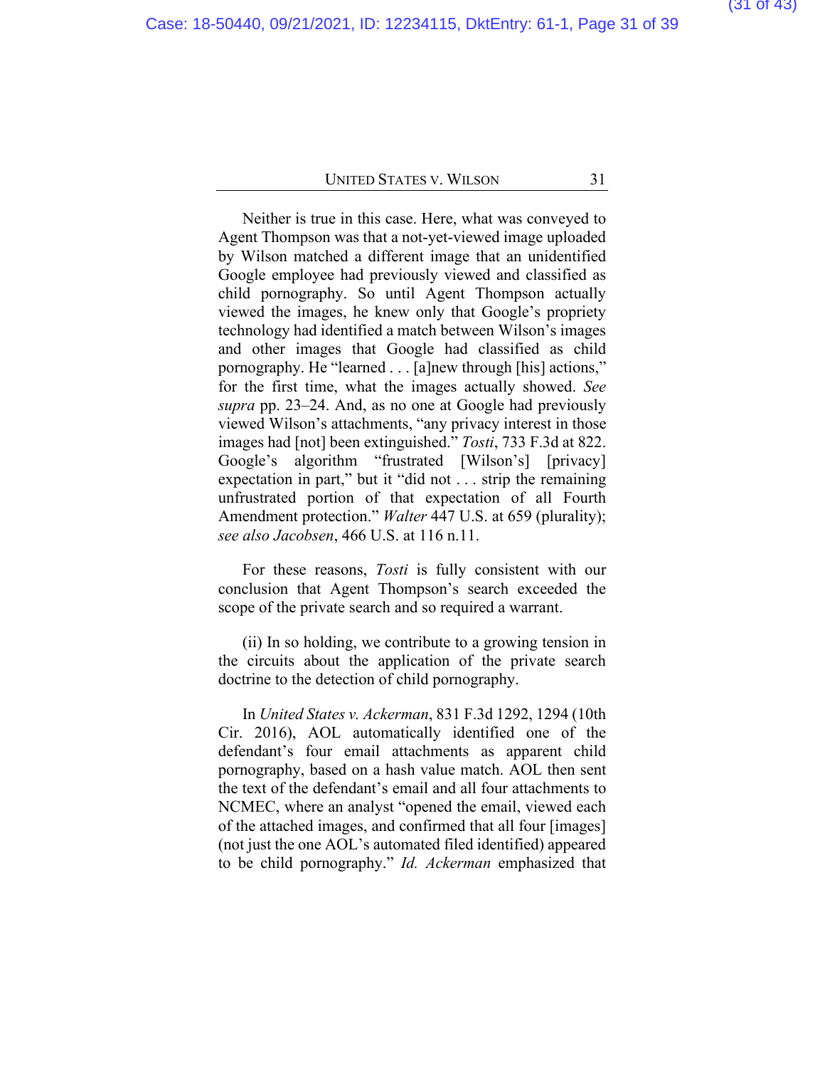Neither is true in this case. Here, what was conveyed to Agent Thompson was that a not-yet-viewed image uploaded by Wilson matched a different image that an unidentified Google employee had previously viewed and classified as child pornography. So until Agent Thompson actually viewed the images, he knew only that Google's propriety technology had identified a match between Wilson's images and other images that Google had classified as child pornography. He "learned . . . [a]new through [his] actions," for the first time, what the images actually showed. *See supra* pp. 23–24. And, as no one at Google had previously viewed Wilson's attachments, "any privacy interest in those images had [not] been extinguished." *Tosti*, 733 F.3d at 822. Google's algorithm "frustrated [Wilson's] [privacy] expectation in part," but it "did not . . . strip the remaining unfrustrated portion of that expectation of all Fourth Amendment protection." *Walter* 447 U.S. at 659 (plurality); *see also Jacobsen*, 466 U.S. at 116 n.11.

For these reasons, *Tosti* is fully consistent with our conclusion that Agent Thompson's search exceeded the scope of the private search and so required a warrant.

(ii) In so holding, we contribute to a growing tension in the circuits about the application of the private search doctrine to the detection of child pornography.

In *United States v. Ackerman*, 831 F.3d 1292, 1294 (10th Cir. 2016), AOL automatically identified one of the defendant's four email attachments as apparent child pornography, based on a hash value match. AOL then sent the text of the defendant's email and all four attachments to NCMEC, where an analyst "opened the email, viewed each of the attached images, and confirmed that all four [images] (not just the one AOL's automated filed identified) appeared to be child pornography." *Id. Ackerman* emphasized that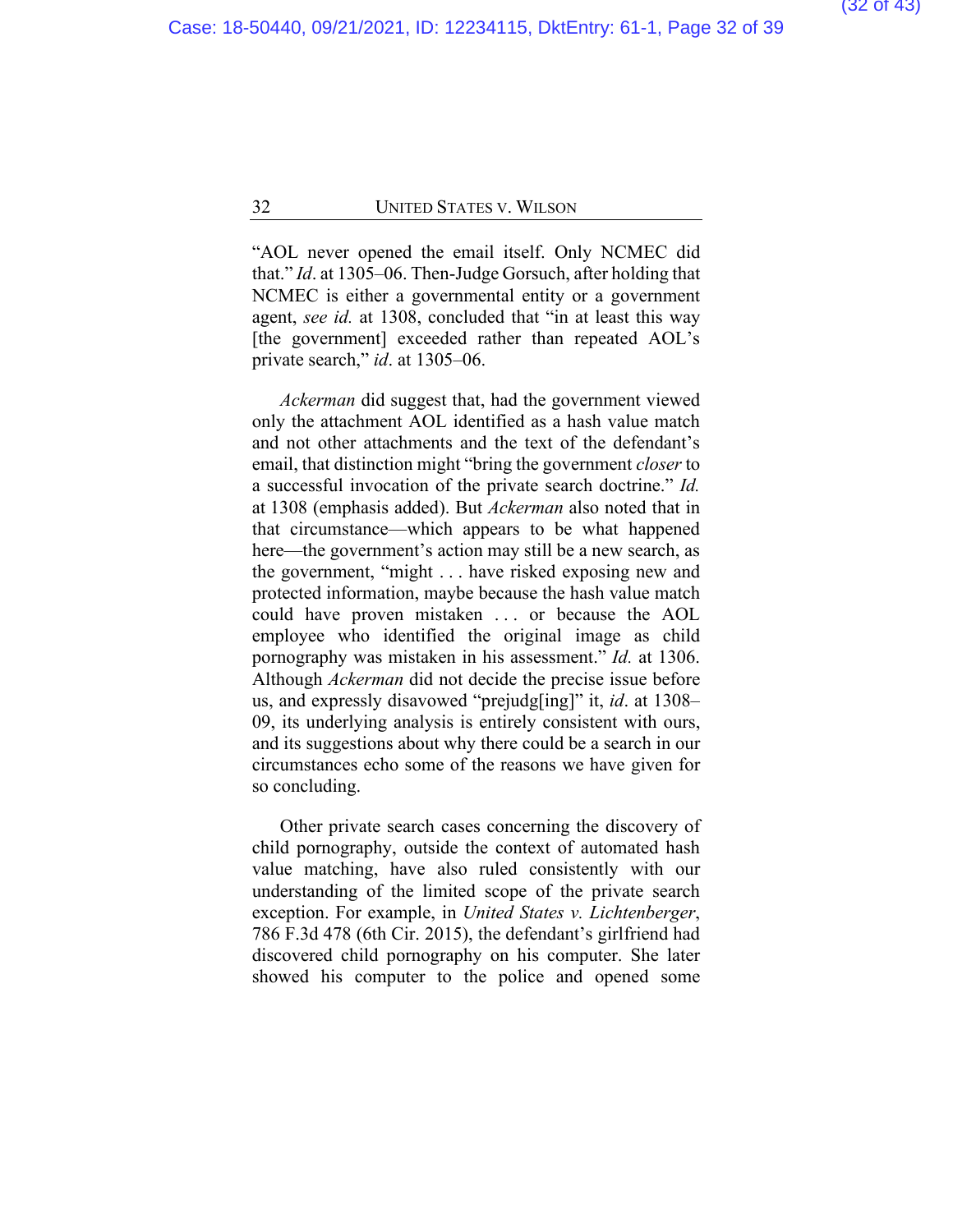"AOL never opened the email itself. Only NCMEC did that." *Id*. at 1305–06. Then-Judge Gorsuch, after holding that NCMEC is either a governmental entity or a government agent, *see id.* at 1308, concluded that "in at least this way [the government] exceeded rather than repeated AOL's private search," *id*. at 1305–06.

*Ackerman* did suggest that, had the government viewed only the attachment AOL identified as a hash value match and not other attachments and the text of the defendant's email, that distinction might "bring the government *closer* to a successful invocation of the private search doctrine." *Id.* at 1308 (emphasis added). But *Ackerman* also noted that in that circumstance—which appears to be what happened here—the government's action may still be a new search, as the government, "might . . . have risked exposing new and protected information, maybe because the hash value match could have proven mistaken . . . or because the AOL employee who identified the original image as child pornography was mistaken in his assessment." *Id.* at 1306. Although *Ackerman* did not decide the precise issue before us, and expressly disavowed "prejudg[ing]" it, *id*. at 1308–09, its underlying analysis is entirely consistent with ours, and its suggestions about why there could be a search in our circumstances echo some of the reasons we have given for so concluding.

Other private search cases concerning the discovery of child pornography, outside the context of automated hash value matching, have also ruled consistently with our understanding of the limited scope of the private search exception. For example, in *United States v. Lichtenberger*, 786 F.3d 478 (6th Cir. 2015), the defendant's girlfriend had discovered child pornography on his computer. She later showed his computer to the police and opened some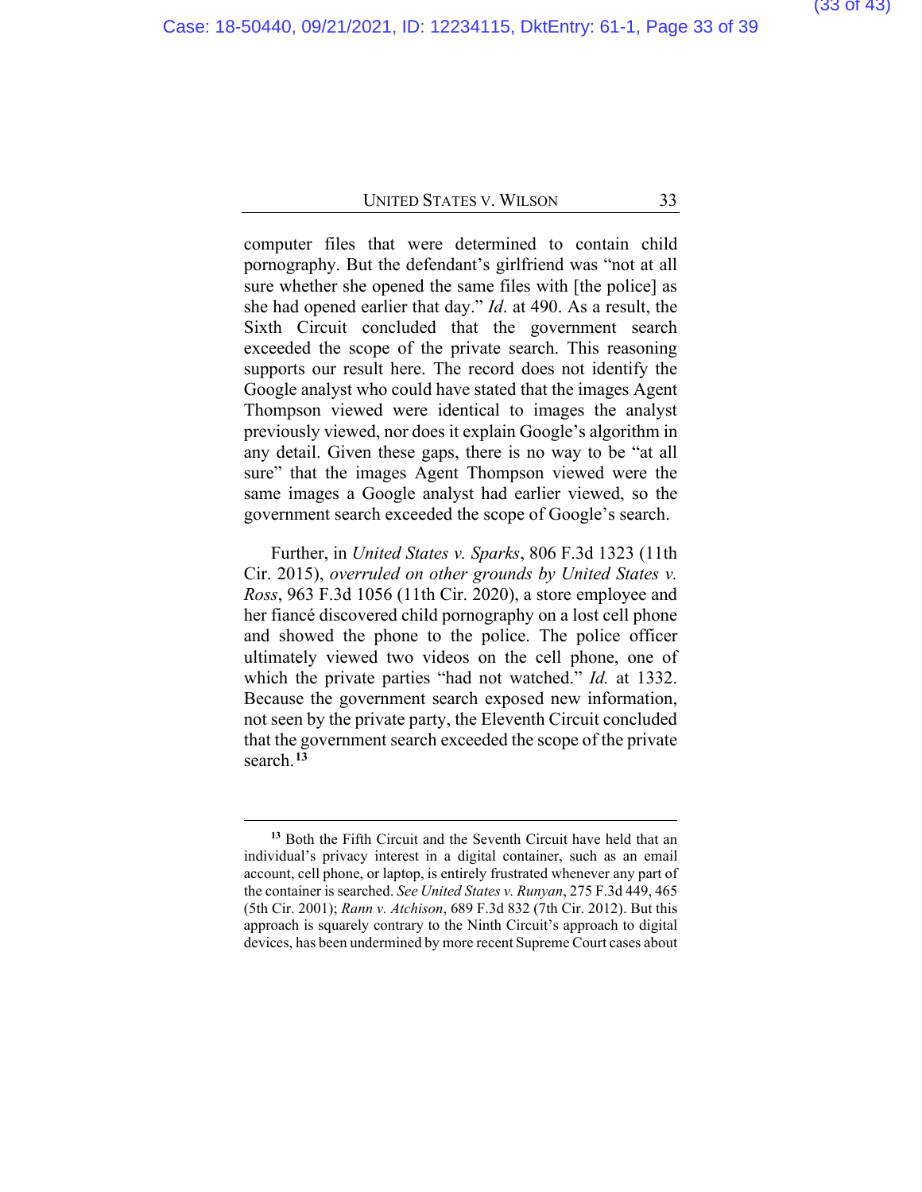computer files that were determined to contain child pornography. But the defendant's girlfriend was "not at all sure whether she opened the same files with [the police] as she had opened earlier that day." *Id*. at 490. As a result, the Sixth Circuit concluded that the government search exceeded the scope of the private search. This reasoning supports our result here. The record does not identify the Google analyst who could have stated that the images Agent Thompson viewed were identical to images the analyst previously viewed, nor does it explain Google's algorithm in any detail. Given these gaps, there is no way to be "at all sure" that the images Agent Thompson viewed were the same images a Google analyst had earlier viewed, so the government search exceeded the scope of Google's search.

Further, in *United States v. Sparks*, 806 F.3d 1323 (11th Cir. 2015), *overruled on other grounds by United States v. Ross*, 963 F.3d 1056 (11th Cir. 2020), a store employee and her fiancé discovered child pornography on a lost cell phone and showed the phone to the police. The police officer ultimately viewed two videos on the cell phone, one of which the private parties "had not watched." *Id.* at 1332. Because the government search exposed new information, not seen by the private party, the Eleventh Circuit concluded that the government search exceeded the scope of the private search.[13]

[13] Both the Fifth Circuit and the Seventh Circuit have held that an individual's privacy interest in a digital container, such as an email account, cell phone, or laptop, is entirely frustrated whenever any part of the container is searched. *See United States v. Runyan*, 275 F.3d 449, 465 (5th Cir. 2001); *Rann v. Atchison*, 689 F.3d 832 (7th Cir. 2012). But this approach is squarely contrary to the Ninth Circuit's approach to digital devices, has been undermined by more recent Supreme Court cases about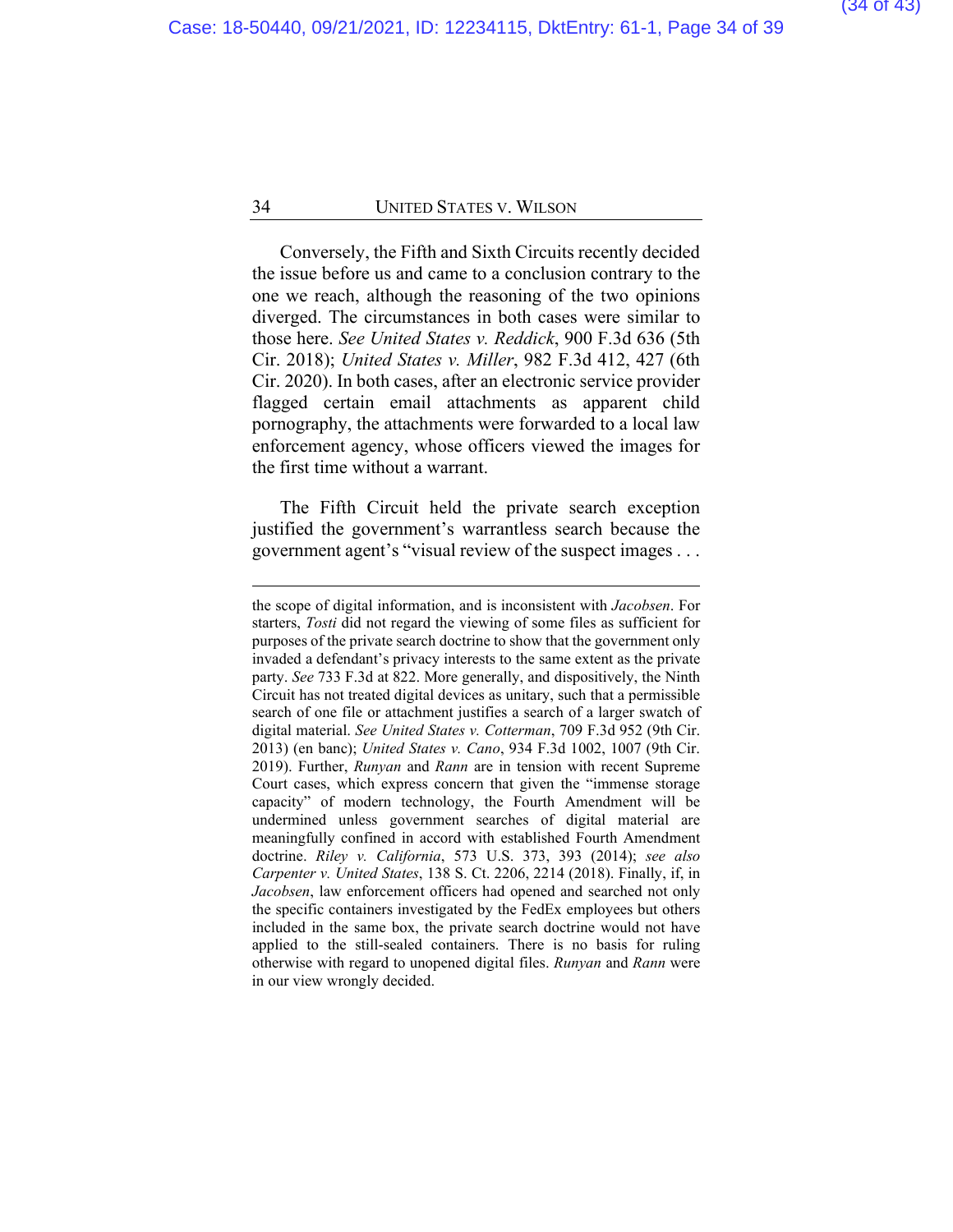Conversely, the Fifth and Sixth Circuits recently decided the issue before us and came to a conclusion contrary to the one we reach, although the reasoning of the two opinions diverged. The circumstances in both cases were similar to those here. *See United States v. Reddick*, 900 F.3d 636 (5th Cir. 2018); *United States v. Miller*, 982 F.3d 412, 427 (6th Cir. 2020). In both cases, after an electronic service provider flagged certain email attachments as apparent child pornography, the attachments were forwarded to a local law enforcement agency, whose officers viewed the images for the first time without a warrant.

The Fifth Circuit held the private search exception justified the government's warrantless search because the government agent's "visual review of the suspect images . . .

---

the scope of digital information, and is inconsistent with *Jacobsen*. For starters, *Tosti* did not regard the viewing of some files as sufficient for purposes of the private search doctrine to show that the government only invaded a defendant's privacy interests to the same extent as the private party. *See* 733 F.3d at 822. More generally, and dispositively, the Ninth Circuit has not treated digital devices as unitary, such that a permissible search of one file or attachment justifies a search of a larger swatch of digital material. *See United States v. Cotterman*, 709 F.3d 952 (9th Cir. 2013) (en banc); *United States v. Cano*, 934 F.3d 1002, 1007 (9th Cir. 2019). Further, *Runyan* and *Rann* are in tension with recent Supreme Court cases, which express concern that given the "immense storage capacity" of modern technology, the Fourth Amendment will be undermined unless government searches of digital material are meaningfully confined in accord with established Fourth Amendment doctrine. *Riley v. California*, 573 U.S. 373, 393 (2014); *see also Carpenter v. United States*, 138 S. Ct. 2206, 2214 (2018). Finally, if, in *Jacobsen*, law enforcement officers had opened and searched not only the specific containers investigated by the FedEx employees but others included in the same box, the private search doctrine would not have applied to the still-sealed containers. There is no basis for ruling otherwise with regard to unopened digital files. *Runyan* and *Rann* were in our view wrongly decided.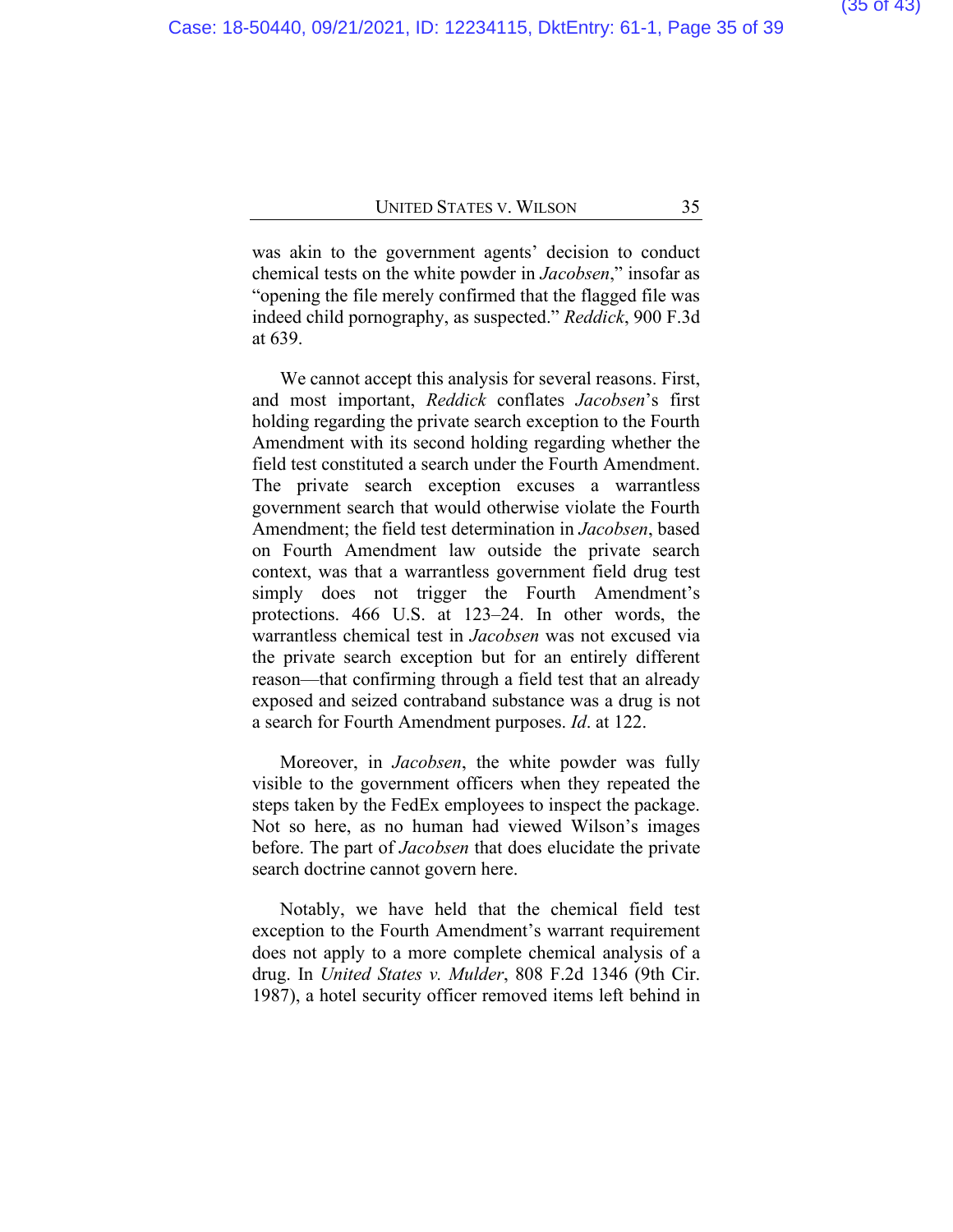was akin to the government agents' decision to conduct chemical tests on the white powder in *Jacobsen*," insofar as "opening the file merely confirmed that the flagged file was indeed child pornography, as suspected." *Reddick*, 900 F.3d at 639.

We cannot accept this analysis for several reasons. First, and most important, *Reddick* conflates *Jacobsen*'s first holding regarding the private search exception to the Fourth Amendment with its second holding regarding whether the field test constituted a search under the Fourth Amendment. The private search exception excuses a warrantless government search that would otherwise violate the Fourth Amendment; the field test determination in *Jacobsen*, based on Fourth Amendment law outside the private search context, was that a warrantless government field drug test simply does not trigger the Fourth Amendment's protections. 466 U.S. at 123–24. In other words, the warrantless chemical test in *Jacobsen* was not excused via the private search exception but for an entirely different reason—that confirming through a field test that an already exposed and seized contraband substance was a drug is not a search for Fourth Amendment purposes. *Id*. at 122.

Moreover, in *Jacobsen*, the white powder was fully visible to the government officers when they repeated the steps taken by the FedEx employees to inspect the package. Not so here, as no human had viewed Wilson's images before. The part of *Jacobsen* that does elucidate the private search doctrine cannot govern here.

Notably, we have held that the chemical field test exception to the Fourth Amendment's warrant requirement does not apply to a more complete chemical analysis of a drug. In *United States v. Mulder*, 808 F.2d 1346 (9th Cir. 1987), a hotel security officer removed items left behind in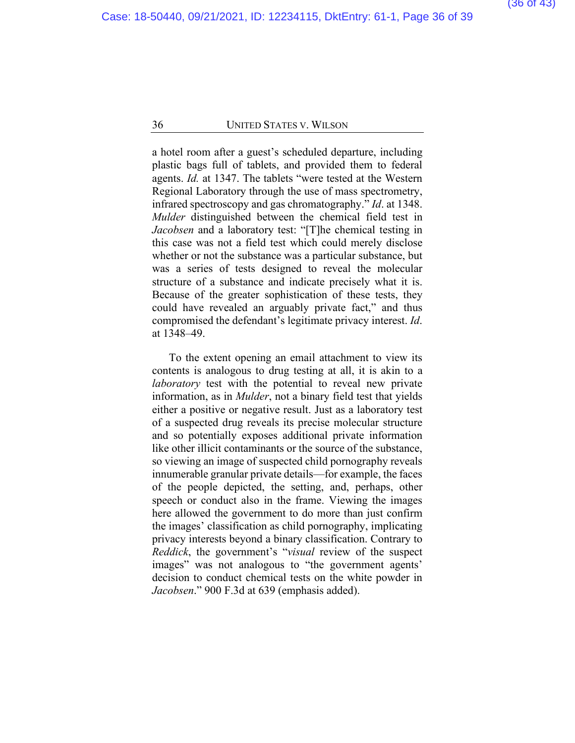a hotel room after a guest's scheduled departure, including plastic bags full of tablets, and provided them to federal agents. *Id.* at 1347. The tablets "were tested at the Western Regional Laboratory through the use of mass spectrometry, infrared spectroscopy and gas chromatography." *Id*. at 1348. *Mulder* distinguished between the chemical field test in *Jacobsen* and a laboratory test: "[T]he chemical testing in this case was not a field test which could merely disclose whether or not the substance was a particular substance, but was a series of tests designed to reveal the molecular structure of a substance and indicate precisely what it is. Because of the greater sophistication of these tests, they could have revealed an arguably private fact," and thus compromised the defendant's legitimate privacy interest. *Id*. at 1348–49.

To the extent opening an email attachment to view its contents is analogous to drug testing at all, it is akin to a *laboratory* test with the potential to reveal new private information, as in *Mulder*, not a binary field test that yields either a positive or negative result. Just as a laboratory test of a suspected drug reveals its precise molecular structure and so potentially exposes additional private information like other illicit contaminants or the source of the substance, so viewing an image of suspected child pornography reveals innumerable granular private details—for example, the faces of the people depicted, the setting, and, perhaps, other speech or conduct also in the frame. Viewing the images here allowed the government to do more than just confirm the images' classification as child pornography, implicating privacy interests beyond a binary classification. Contrary to *Reddick*, the government's "*visual* review of the suspect images" was not analogous to "the government agents' decision to conduct chemical tests on the white powder in *Jacobsen*." 900 F.3d at 639 (emphasis added).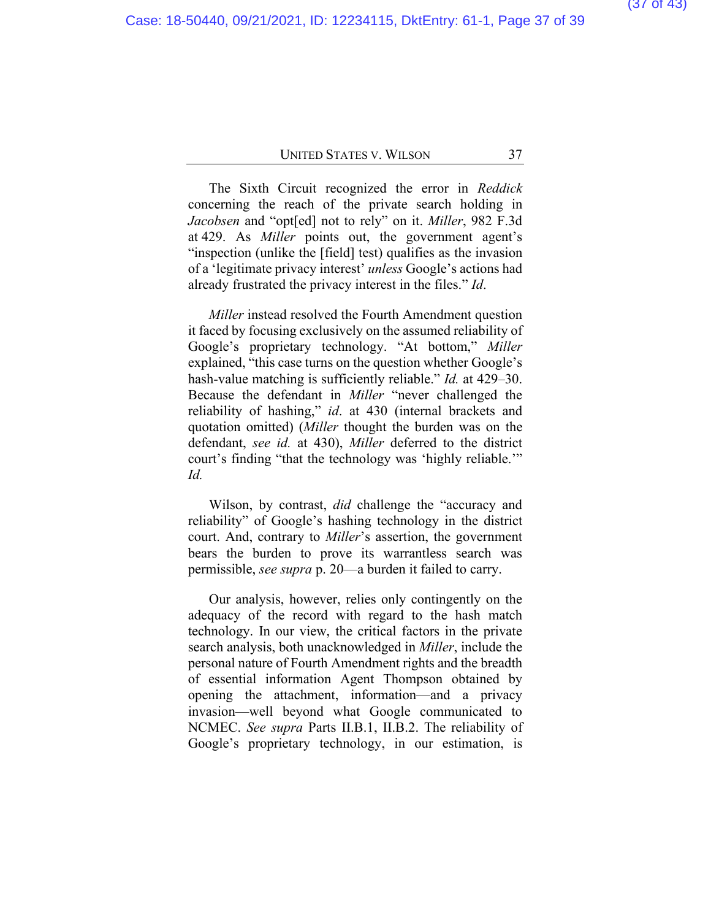The Sixth Circuit recognized the error in *Reddick* concerning the reach of the private search holding in *Jacobsen* and "opt[ed] not to rely" on it. *Miller*, 982 F.3d at 429. As *Miller* points out, the government agent's "inspection (unlike the [field] test) qualifies as the invasion of a 'legitimate privacy interest' *unless* Google's actions had already frustrated the privacy interest in the files." *Id*.

*Miller* instead resolved the Fourth Amendment question it faced by focusing exclusively on the assumed reliability of Google's proprietary technology. "At bottom," *Miller* explained, "this case turns on the question whether Google's hash-value matching is sufficiently reliable." *Id.* at 429–30. Because the defendant in *Miller* "never challenged the reliability of hashing," *id*. at 430 (internal brackets and quotation omitted) (*Miller* thought the burden was on the defendant, *see id.* at 430), *Miller* deferred to the district court's finding "that the technology was 'highly reliable.'" *Id.*

Wilson, by contrast, *did* challenge the "accuracy and reliability" of Google's hashing technology in the district court. And, contrary to *Miller*'s assertion, the government bears the burden to prove its warrantless search was permissible, *see supra* p. 20—a burden it failed to carry.

Our analysis, however, relies only contingently on the adequacy of the record with regard to the hash match technology. In our view, the critical factors in the private search analysis, both unacknowledged in *Miller*, include the personal nature of Fourth Amendment rights and the breadth of essential information Agent Thompson obtained by opening the attachment, information—and a privacy invasion—well beyond what Google communicated to NCMEC. *See supra* Parts II.B.1, II.B.2. The reliability of Google's proprietary technology, in our estimation, is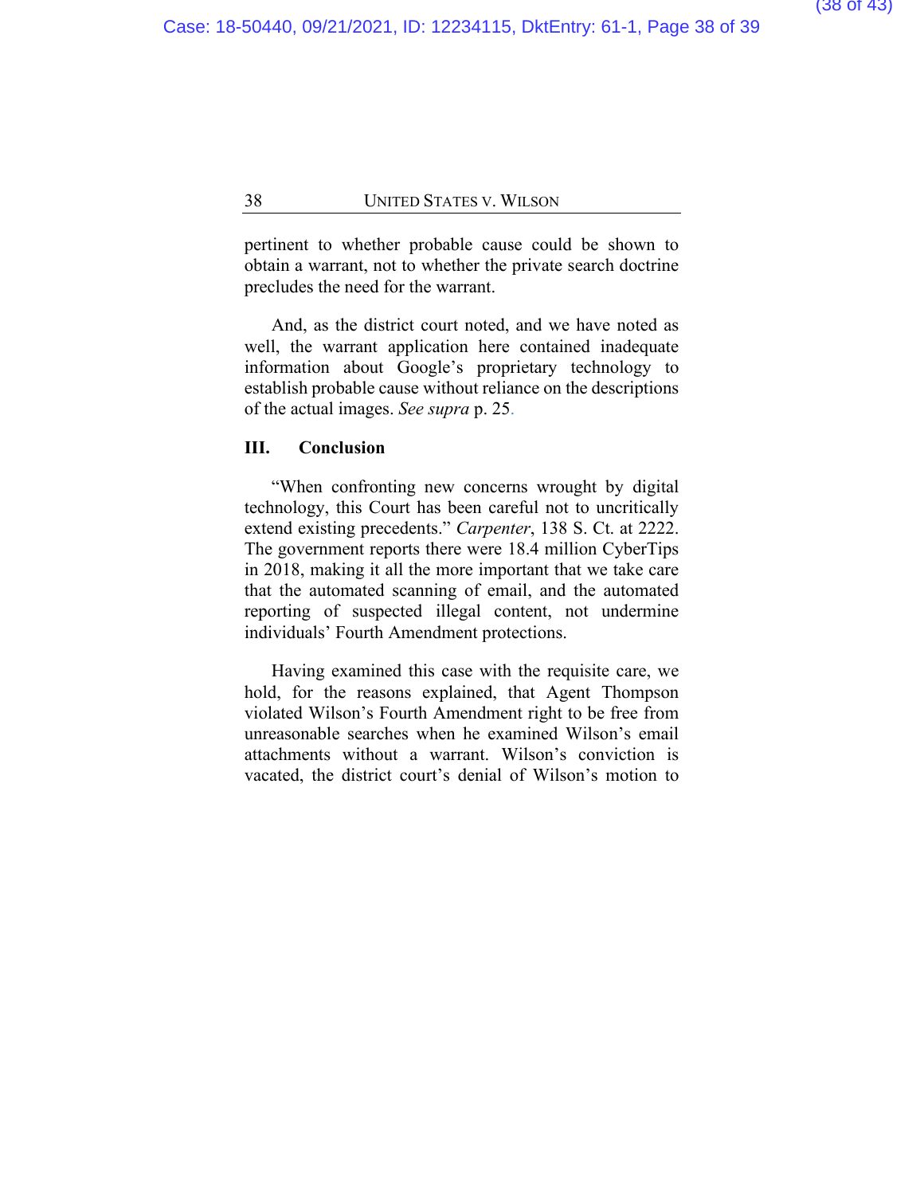pertinent to whether probable cause could be shown to obtain a warrant, not to whether the private search doctrine precludes the need for the warrant.

And, as the district court noted, and we have noted as well, the warrant application here contained inadequate information about Google's proprietary technology to establish probable cause without reliance on the descriptions of the actual images. *See supra* p. 25.

## III. Conclusion

"When confronting new concerns wrought by digital technology, this Court has been careful not to uncritically extend existing precedents." *Carpenter*, 138 S. Ct. at 2222. The government reports there were 18.4 million CyberTips in 2018, making it all the more important that we take care that the automated scanning of email, and the automated reporting of suspected illegal content, not undermine individuals' Fourth Amendment protections.

Having examined this case with the requisite care, we hold, for the reasons explained, that Agent Thompson violated Wilson's Fourth Amendment right to be free from unreasonable searches when he examined Wilson's email attachments without a warrant. Wilson's conviction is vacated, the district court's denial of Wilson's motion to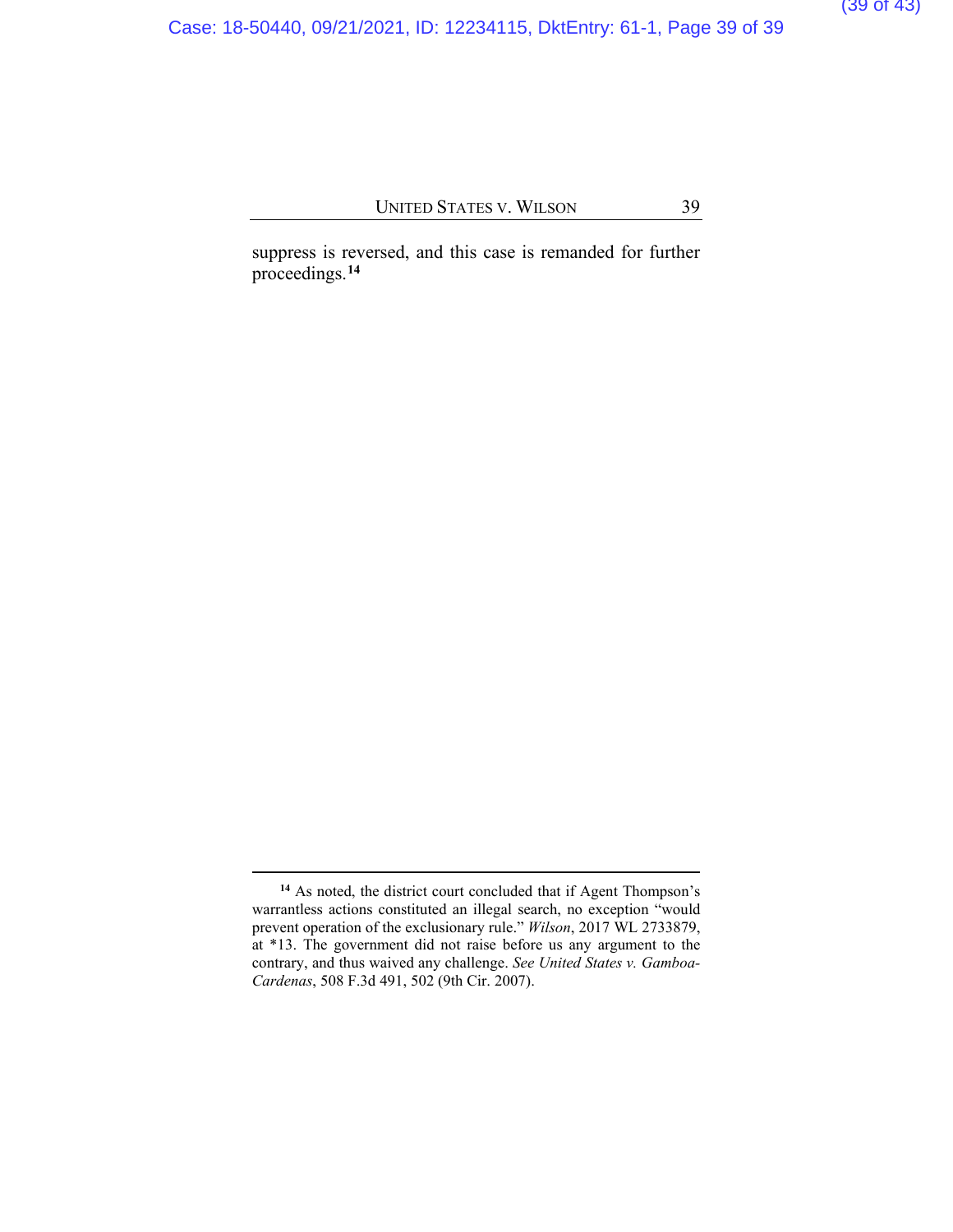suppress is reversed, and this case is remanded for further proceedings.[14]

---

[14] As noted, the district court concluded that if Agent Thompson's warrantless actions constituted an illegal search, no exception "would prevent operation of the exclusionary rule." *Wilson*, 2017 WL 2733879, at *13. The government did not raise before us any argument to the contrary, and thus waived any challenge. *See United States v. Gamboa-Cardenas*, 508 F.3d 491, 502 (9th Cir. 2007).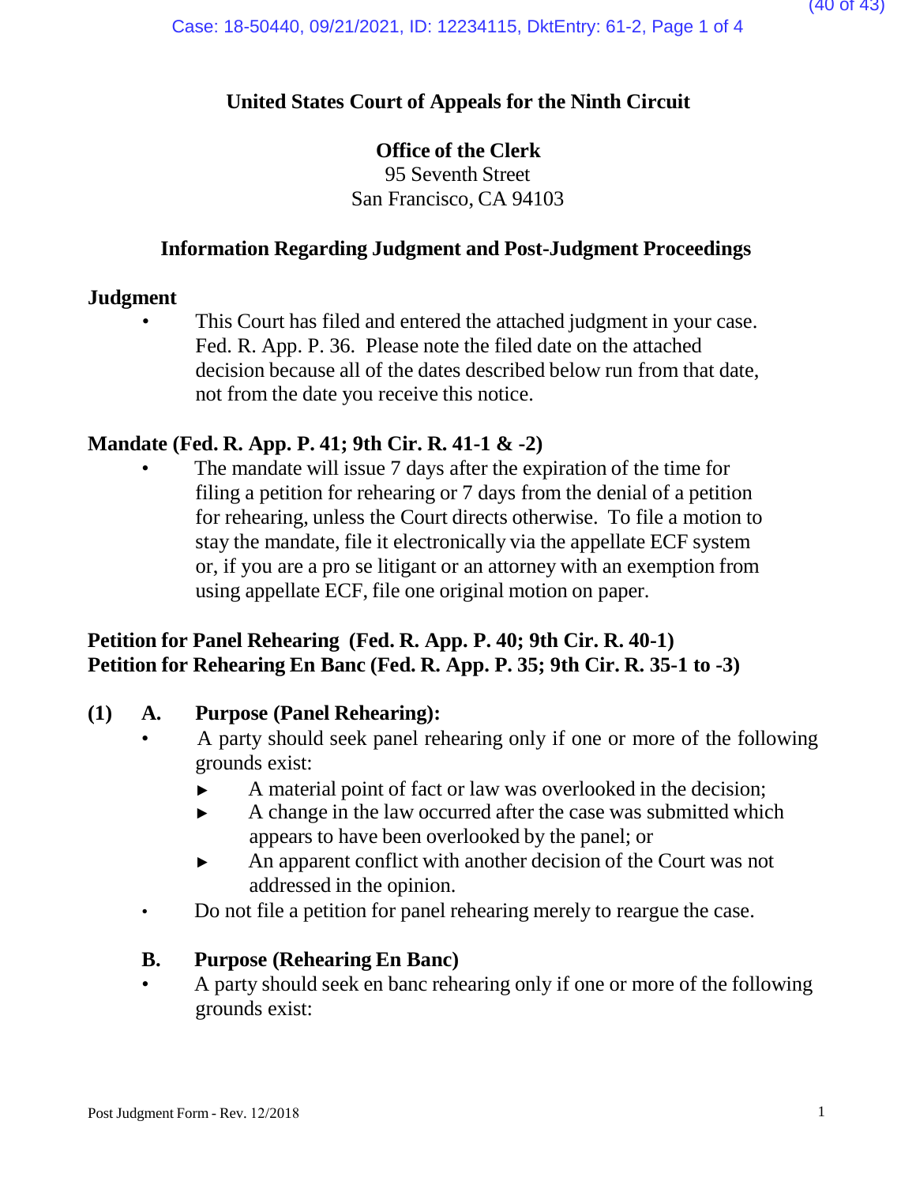**United States Court of Appeals for the Ninth Circuit**

**Office of the Clerk**
95 Seventh Street
San Francisco, CA 94103

**Information Regarding Judgment and Post-Judgment Proceedings**

## Judgment

- This Court has filed and entered the attached judgment in your case. Fed. R. App. P. 36. Please note the filed date on the attached decision because all of the dates described below run from that date, not from the date you receive this notice.

## Mandate (Fed. R. App. P. 41; 9th Cir. R. 41-1 & -2)

- The mandate will issue 7 days after the expiration of the time for filing a petition for rehearing or 7 days from the denial of a petition for rehearing, unless the Court directs otherwise. To file a motion to stay the mandate, file it electronically via the appellate ECF system or, if you are a pro se litigant or an attorney with an exemption from using appellate ECF, file one original motion on paper.

## Petition for Panel Rehearing (Fed. R. App. P. 40; 9th Cir. R. 40-1)
## Petition for Rehearing En Banc (Fed. R. App. P. 35; 9th Cir. R. 35-1 to -3)

**(1) A. Purpose (Panel Rehearing):**

- A party should seek panel rehearing only if one or more of the following grounds exist:
  - ► A material point of fact or law was overlooked in the decision;
  - ► A change in the law occurred after the case was submitted which appears to have been overlooked by the panel; or
  - ► An apparent conflict with another decision of the Court was not addressed in the opinion.
- Do not file a petition for panel rehearing merely to reargue the case.

**B. Purpose (Rehearing En Banc)**

- A party should seek en banc rehearing only if one or more of the following grounds exist: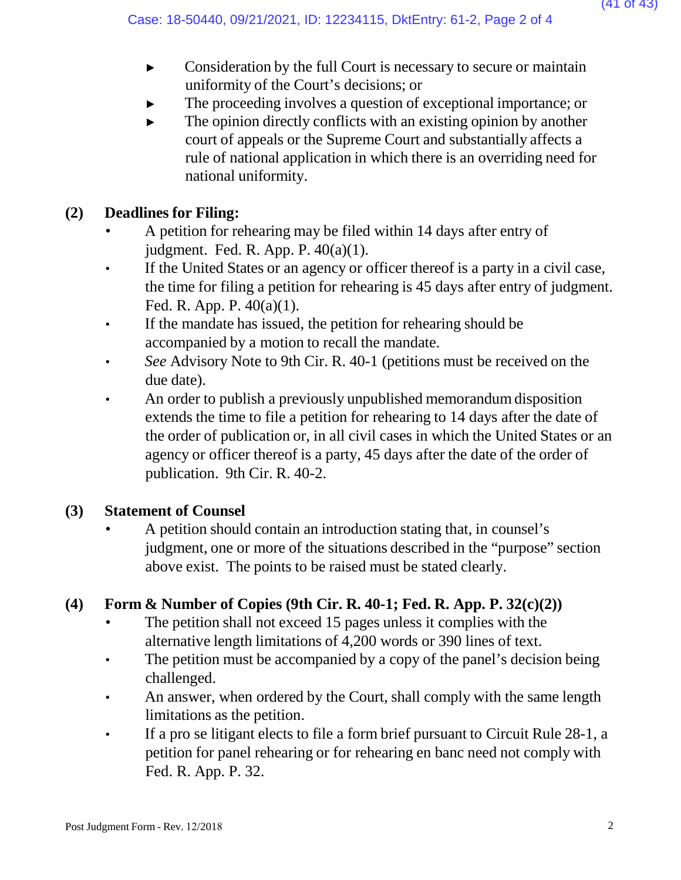- ► Consideration by the full Court is necessary to secure or maintain uniformity of the Court's decisions; or
- ► The proceeding involves a question of exceptional importance; or
- ► The opinion directly conflicts with an existing opinion by another court of appeals or the Supreme Court and substantially affects a rule of national application in which there is an overriding need for national uniformity.

**(2) Deadlines for Filing:**

- A petition for rehearing may be filed within 14 days after entry of judgment. Fed. R. App. P. 40(a)(1).
- If the United States or an agency or officer thereof is a party in a civil case, the time for filing a petition for rehearing is 45 days after entry of judgment. Fed. R. App. P. 40(a)(1).
- If the mandate has issued, the petition for rehearing should be accompanied by a motion to recall the mandate.
- *See* Advisory Note to 9th Cir. R. 40-1 (petitions must be received on the due date).
- An order to publish a previously unpublished memorandum disposition extends the time to file a petition for rehearing to 14 days after the date of the order of publication or, in all civil cases in which the United States or an agency or officer thereof is a party, 45 days after the date of the order of publication. 9th Cir. R. 40-2.

**(3) Statement of Counsel**

- A petition should contain an introduction stating that, in counsel's judgment, one or more of the situations described in the "purpose" section above exist. The points to be raised must be stated clearly.

**(4) Form & Number of Copies (9th Cir. R. 40-1; Fed. R. App. P. 32(c)(2))**

- The petition shall not exceed 15 pages unless it complies with the alternative length limitations of 4,200 words or 390 lines of text.
- The petition must be accompanied by a copy of the panel's decision being challenged.
- An answer, when ordered by the Court, shall comply with the same length limitations as the petition.
- If a pro se litigant elects to file a form brief pursuant to Circuit Rule 28-1, a petition for panel rehearing or for rehearing en banc need not comply with Fed. R. App. P. 32.

Post Judgment Form - Rev. 12/2018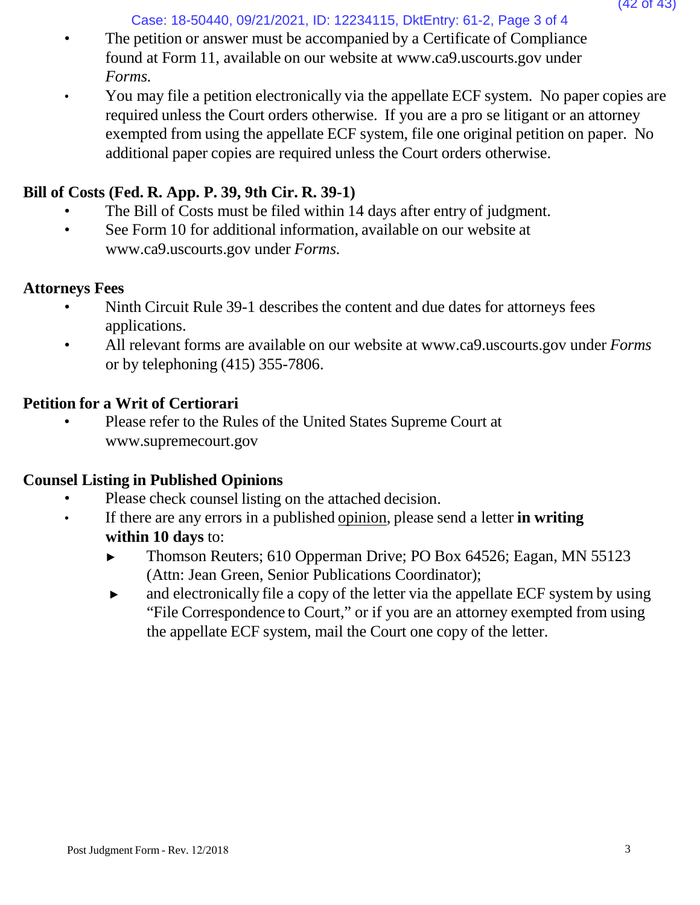- The petition or answer must be accompanied by a Certificate of Compliance found at Form 11, available on our website at www.ca9.uscourts.gov under *Forms.*
- You may file a petition electronically via the appellate ECF system. No paper copies are required unless the Court orders otherwise. If you are a pro se litigant or an attorney exempted from using the appellate ECF system, file one original petition on paper. No additional paper copies are required unless the Court orders otherwise.

**Bill of Costs (Fed. R. App. P. 39, 9th Cir. R. 39-1)**

- The Bill of Costs must be filed within 14 days after entry of judgment.
- See Form 10 for additional information, available on our website at www.ca9.uscourts.gov under *Forms.*

**Attorneys Fees**

- Ninth Circuit Rule 39-1 describes the content and due dates for attorneys fees applications.
- All relevant forms are available on our website at www.ca9.uscourts.gov under *Forms* or by telephoning (415) 355-7806.

**Petition for a Writ of Certiorari**

- Please refer to the Rules of the United States Supreme Court at www.supremecourt.gov

**Counsel Listing in Published Opinions**

- Please check counsel listing on the attached decision.
- If there are any errors in a published opinion, please send a letter **in writing within 10 days** to:
  - ► Thomson Reuters; 610 Opperman Drive; PO Box 64526; Eagan, MN 55123 (Attn: Jean Green, Senior Publications Coordinator);
  - ► and electronically file a copy of the letter via the appellate ECF system by using "File Correspondence to Court," or if you are an attorney exempted from using the appellate ECF system, mail the Court one copy of the letter.

Post Judgment Form - Rev. 12/2018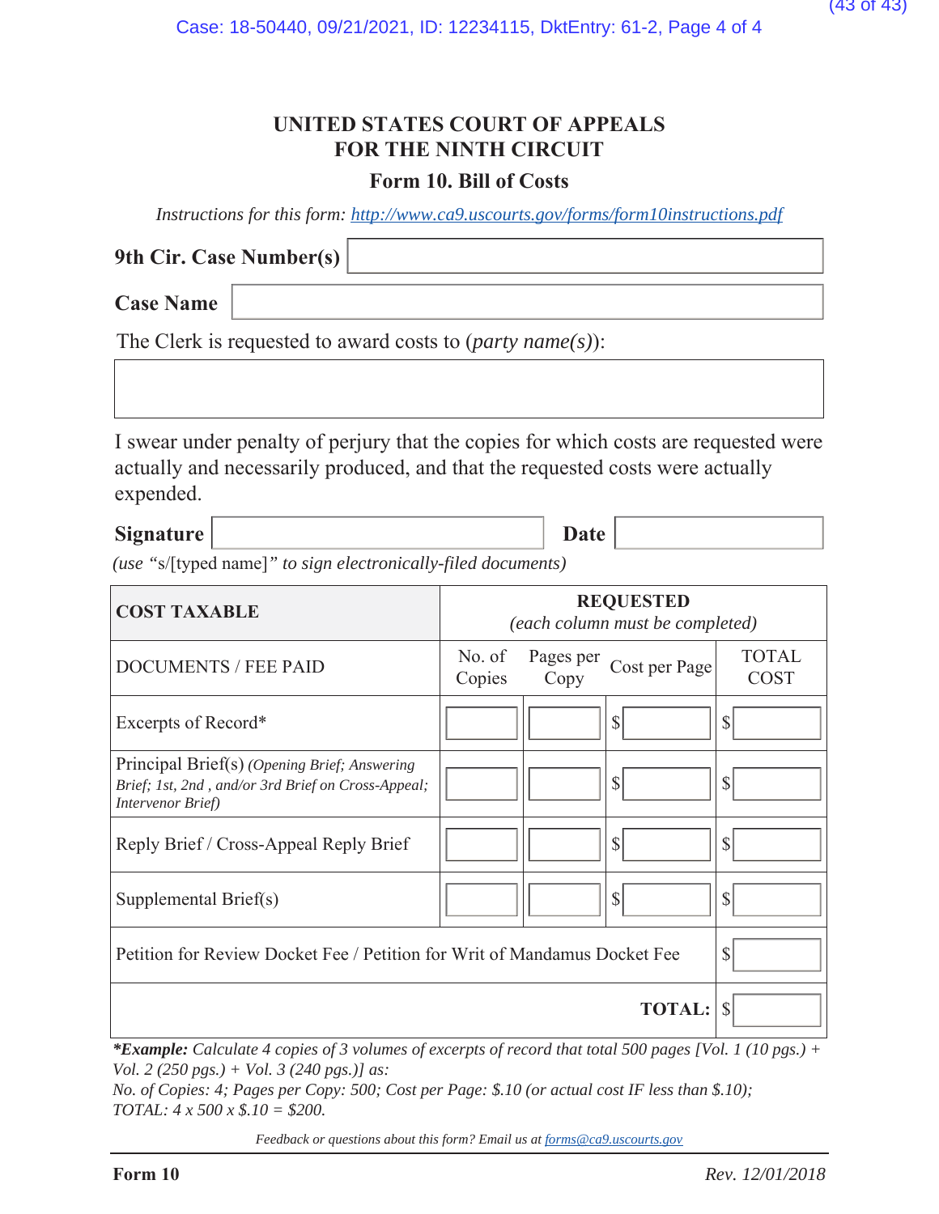# UNITED STATES COURT OF APPEALS
# FOR THE NINTH CIRCUIT

## Form 10. Bill of Costs

*Instructions for this form: http://www.ca9.uscourts.gov/forms/form10instructions.pdf*

**9th Cir. Case Number(s)**

**Case Name**

The Clerk is requested to award costs to (*party name(s)*):

I swear under penalty of perjury that the copies for which costs are requested were actually and necessarily produced, and that the requested costs were actually expended.

**Signature** **Date**

*(use* "s/[typed name]" *to sign electronically-filed documents)*

| **COST TAXABLE** | **REQUESTED** *(each column must be completed)* | | | |
|---|---|---|---|---|
| DOCUMENTS / FEE PAID | No. of Copies | Pages per Copy | Cost per Page | TOTAL COST |
| Excerpts of Record* | | | $ | $ |
| Principal Brief(s) *(Opening Brief; Answering Brief; 1st, 2nd , and/or 3rd Brief on Cross-Appeal; Intervenor Brief)* | | | $ | $ |
| Reply Brief / Cross-Appeal Reply Brief | | | $ | $ |
| Supplemental Brief(s) | | | $ | $ |
| Petition for Review Docket Fee / Petition for Writ of Mandamus Docket Fee | | | | $ |
| | | | **TOTAL:** | $ |

***Example:** *Calculate 4 copies of 3 volumes of excerpts of record that total 500 pages [Vol. 1 (10 pgs.) + Vol. 2 (250 pgs.) + Vol. 3 (240 pgs.)] as:*
*No. of Copies: 4; Pages per Copy: 500; Cost per Page: $.10 (or actual cost IF less than $.10);*
*TOTAL: 4 x 500 x $.10 = $200.*

*Feedback or questions about this form? Email us at forms@ca9.uscourts.gov*

**Form 10** *Rev. 12/01/2018*